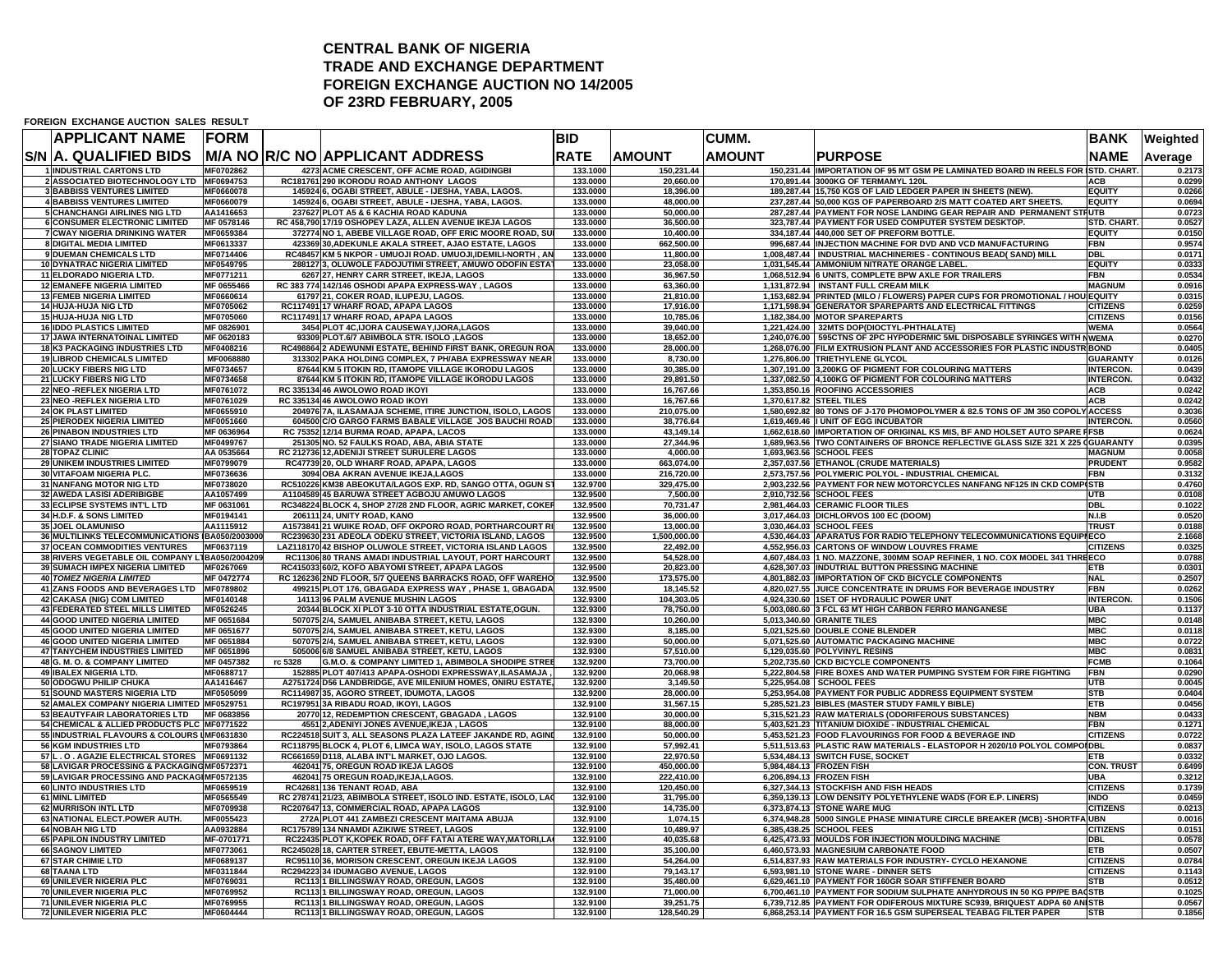# CENTRAL BANK OF NIGERIA
# TRADE AND EXCHANGE DEPARTMENT
# FOREIGN EXCHANGE AUCTION NO 14/2005
# OF 23RD FEBRUARY, 2005

**FOREIGN EXCHANGE AUCTION SALES RESULT**

| S/N | APPLICANT NAME A. QUALIFIED BIDS | FORM M/A NO | R/C NO | APPLICANT ADDRESS | BID RATE | AMOUNT | CUMM. AMOUNT | PURPOSE | BANK NAME | Weighted Average |
|---|---|---|---|---|---|---|---|---|---|---|
| 1 | INDUSTRIAL CARTONS LTD | MF0702862 | 4273 | ACME CRESCENT, OFF ACME ROAD, AGIDINGBI | 133.1000 | 150,231.44 | 150,231.44 | IMPORTATION OF 95 MT GSM PE LAMINATED BOARD IN REELS FOR | STD. CHART. | 0.2173 |
| 2 | ASSOCIATED BIOTECHNOLOGY LTD | MF0694753 | RC181761 | 290 IKORODU ROAD ANTHONY LAGOS | 133.0000 | 20,660.00 | 170,891.44 | 3000KG OF TERMAMYL 120L | ACB | 0.0299 |
| 3 | BABBISS VENTURES LIMITED | MF0660078 | 145924 | 6, OGABI STREET, ABULE - IJESHA, YABA, LAGOS. | 133.0000 | 18,396.00 | 189,287.44 | 15,750 KGS OF LAID LEDGER PAPER IN SHEETS (NEW). | EQUITY | 0.0266 |
| 4 | BABBISS VENTURES LIMITED | MF0660079 | 145924 | 6, OGABI STREET, ABULE - IJESHA, YABA, LAGOS. | 133.0000 | 48,000.00 | 237,287.44 | 50,000 KGS OF PAPERBOARD 2/S MATT COATED ART SHEETS. | EQUITY | 0.0694 |
| 5 | CHANCHANGI AIRLINES NIG LTD | AA1416653 | 237627 | PLOT A5 & 6 KACHIA ROAD KADUNA | 133.0000 | 50,000.00 | 287,287.44 | PAYMENT FOR NOSE LANDING GEAR REPAIR AND PERMANENT STR | UTB | 0.0723 |
| 6 | CONSUMER ELECTRONIC LIMITED | MF 0578146 | RC 458,790 | 17/19 OSHOPEY LAZA, ALLEN AVENUE IKEJA LAGOS | 133.0000 | 36,500.00 | 323,787.44 | PAYMENT FOR USED COMPUTER SYSTEM DESKTOP. | STD. CHART. | 0.0527 |
| 7 | CWAY NIGERIA DRINKING WATER | MF0659384 | 372774 | NO 1, ABEBE VILLAGE ROAD, OFF ERIC MOORE ROAD, SU | 133.0000 | 10,400.00 | 334,187.44 | 440,000 SET OF PREFORM BOTTLE. | EQUITY | 0.0150 |
| 8 | DIGITAL MEDIA LIMITED | MF0613337 | 423369 | 30,ADEKUNLE AKALA STREET, AJAO ESTATE, LAGOS | 133.0000 | 662,500.00 | 996,687.44 | INJECTION MACHINE FOR DVD AND VCD MANUFACTURING | FBN | 0.9574 |
| 9 | DUEMAN CHEMICALS LTD | MF0714406 | RC48457 | KM 5 NKPOR - UMUOJI ROAD. UMUOJI,IDEMILI-NORTH , AN | 133.0000 | 11,800.00 | 1,008,487.44 | INDUSTRIAL MACHINERIES - CONTINOUS BEAD( SAND) MILL | DBL | 0.0171 |
| 10 | DYNATRAC NIGERIA LIMITED | MF0549795 | 288127 | 3, OLUWOLE FADOJUTIMI STREET, AMUWO ODOFIN ESTA | 133.0000 | 23,058.00 | 1,031,545.44 | AMMONIUM NITRATE ORANGE LABEL. | EQUITY | 0.0333 |
| 11 | ELDORADO NIGERIA LTD. | MF0771211 | 6267 | 27, HENRY CARR STREET, IKEJA, LAGOS | 133.0000 | 36,967.50 | 1,068,512.94 | 6 UNITS, COMPLETE BPW AXLE FOR TRAILERS | FBN | 0.0534 |
| 12 | EMANEFE NIGERIA LIMITED | MF 0655466 | RC 383 774 | 142/146 OSHODI APAPA EXPRESS-WAY , LAGOS | 133.0000 | 63,360.00 | 1,131,872.94 | INSTANT FULL CREAM MILK | MAGNUM | 0.0916 |
| 13 | FEMEB NIGERIA LIMITED | MF0660614 | 61797 | 21, COKER ROAD, ILUPEJU, LAGOS. | 133.0000 | 21,810.00 | 1,153,682.94 | PRINTED (MILO / FLOWERS) PAPER CUPS FOR PROMOTIONAL / HOU | EQUITY | 0.0315 |
| 14 | HUJA-HUJA NIG LTD | MF0705062 | RC117491 | 17 WHARF ROAD, APAPA LAGOS | 133.0000 | 17,916.00 | 1,171,598.94 | GENERATOR SPAREPARTS AND ELECTRICAL FITTINGS | CITIZENS | 0.0259 |
| 15 | HUJA-HUJA NIG LTD | MF0705060 | RC117491 | 17 WHARF ROAD, APAPA LAGOS | 133.0000 | 10,785.06 | 1,182,384.00 | MOTOR SPAREPARTS | CITIZENS | 0.0156 |
| 16 | IDDO PLASTICS LIMITED | MF 0826901 | 3454 | PLOT 4C,IJORA CAUSEWAY,IJORA,LAGOS | 133.0000 | 39,040.00 | 1,221,424.00 | 32MTS DOP(DIOCTYL-PHTHALATE) | WEMA | 0.0564 |
| 17 | JAWA INTERNATOINAL LIMITED | MF 0620183 | 93309 | PLOT.6/7 ABIMBOLA STR. ISOLO ,LAGOS | 133.0000 | 18,652.00 | 1,240,076.00 | 595CTNS OF 2PC HYPODERMIC 5ML DISPOSABLE SYRINGES WITH N | WEMA | 0.0270 |
| 18 | K3 PACKAGING INDUSTRIES LTD | MF0408216 | RC498864 | 2 ADEWUNMI ESTATE, BEHIND FIRST BANK, OREGUN ROA | 133.0000 | 28,000.00 | 1,268,076.00 | FILM EXTRUSION PLANT AND ACCESSORIES FOR PLASTIC INDUSTR | BOND | 0.0405 |
| 19 | LIBROD CHEMICALS LIMITED | MF0068880 | 313302 | PAKA HOLDING COMPLEX, 7 PH/ABA EXPRESSWAY NEAR | 133.0000 | 8,730.00 | 1,276,806.00 | TRIETHYLENE GLYCOL | GUARANTY | 0.0126 |
| 20 | LUCKY FIBERS NIG LTD | MF0734657 | 87644 | KM 5 ITOKIN RD, ITAMOPE VILLAGE IKORODU LAGOS | 133.0000 | 30,385.00 | 1,307,191.00 | 3,200KG OF PIGMENT FOR COLOURING MATTERS | INTERCON. | 0.0439 |
| 21 | LUCKY FIBERS NIG LTD | MF0734658 | 87644 | KM 5 ITOKIN RD, ITAMOPE VILLAGE IKORODU LAGOS | 133.0000 | 29,891.50 | 1,337,082.50 | 4,100KG OF PIGMENT FOR COLOURING MATTERS | INTERCON. | 0.0432 |
| 22 | NEO -REFLEX NIGERIA LTD | MF0761072 | RC 335134 | 46 AWOLOWO ROAD IKOYI | 133.0000 | 16,767.66 | 1,353,850.16 | ROOFING ACCESSORIES | ACB | 0.0242 |
| 23 | NEO -REFLEX NIGERIA LTD | MF0761029 | RC 335134 | 46 AWOLOWO ROAD IKOYI | 133.0000 | 16,767.66 | 1,370,617.82 | STEEL TILES | ACB | 0.0242 |
| 24 | OK PLAST LIMITED | MF0655910 | 204976 | 7A, ILASAMAJA SCHEME, ITIRE JUNCTION, ISOLO, LAGOS | 133.0000 | 210,075.00 | 1,580,692.82 | 80 TONS OF J-170 PHOMOPOLYMER & 82.5 TONS OF JM 350 COPOLY | ACCESS | 0.3036 |
| 25 | PIERODEX NIGERIA LIMITED | MF0051660 | 604500 | C/O GARGO FARMS BABALE VILLAGE JOS BAUCHI ROAD | 133.0000 | 38,776.64 | 1,619,469.46 | I UNIT OF EGG INCUBATOR | INTERCON. | 0.0560 |
| 26 | PINABON INDUSTRIES LTD | MF 0636964 | RC 75352 | 12/14 BURMA ROAD, APAPA, LACOS | 133.0000 | 43,149.14 | 1,662,618.60 | IMPORTATION OF ORIGINAL KS MIS, BF AND HOLSET AUTO SPARE F | FSB | 0.0624 |
| 27 | SIANO TRADE NIGERIA LIMITED | MF0499767 | 251305 | NO. 52 FAULKS ROAD, ABA, ABIA STATE | 133.0000 | 27,344.96 | 1,689,963.56 | TWO CONTAINERS OF BRONCE REFLECTIVE GLASS SIZE 321 X 225 ( | GUARANTY | 0.0395 |
| 28 | TOPAZ CLINIC | AA 0535664 | RC 212736 | 12,ADENIJI STREET SURULERE LAGOS | 133.0000 | 4,000.00 | 1,693,963.56 | SCHOOL FEES | MAGNUM | 0.0058 |
| 29 | UNIKEM INDUSTRIES LIMITED | MF0799079 | RC47739 | 20, OLD WHARF ROAD, APAPA, LAGOS | 133.0000 | 663,074.00 | 2,357,037.56 | ETHANOL (CRUDE MATERIALS) | PRUDENT | 0.9582 |
| 30 | VITAFOAM NIGERIA PLC. | MF0736636 | 3094 | OBA AKRAN AVENUE IKEJA,LAGOS | 133.0000 | 216,720.00 | 2,573,757.56 | POLYMERIC POLYOL - INDUSTRIAL CHEMICAL | FBN | 0.3132 |
| 31 | NANFANG MOTOR NIG LTD | MF0738020 | RC510226 | KM38 ABEOKUTA/LAGOS EXP. RD, SANGO OTTA, OGUN ST | 132.9700 | 329,475.00 | 2,903,232.56 | PAYMENT FOR NEW MOTORCYCLES NANFANG NF125 IN CKD COMP | STB | 0.4760 |
| 32 | AWEDA LASISI ADERIBIGBE | AA1057499 | A1104589 | 45 BARUWA STREET AGBOJU AMUWO LAGOS | 132.9500 | 7,500.00 | 2,910,732.56 | SCHOOL FEES | UTB | 0.0108 |
| 33 | ECLIPSE SYSTEMS INT'L LTD | MF 0631061 | RC348224 | BLOCK 4, SHOP 27/28 2ND FLOOR, AGRIC MARKET, COKER | 132.9500 | 70,731.47 | 2,981,464.03 | CERAMIC FLOOR TILES | DBL | 0.1022 |
| 34 | H.D.F. & SONS LIMITED | MF0194141 | 206111 | 24, UNITY ROAD, KANO | 132.9500 | 36,000.00 | 3,017,464.03 | DICHLORVOS 100 EC (DOOM) | N.I.B | 0.0520 |
| 35 | JOEL OLAMUNISO | AA1115912 | A1573841 | 21 WUIKE ROAD, OFF OKPORO ROAD, PORTHARCOURT RI | 132.9500 | 13,000.00 | 3,030,464.03 | SCHOOL FEES | TRUST | 0.0188 |
| 36 | MULTILINKS TELECOMMUNICATIONS | BA050/2003000 | RC239630 | 231 ADEOLA ODEKU STREET, VICTORIA ISLAND, LAGOS | 132.9500 | 1,500,000.00 | 4,530,464.03 | APARATUS FOR RADIO TELEPHONY TELECOMMUNICATIONS EQUIPI | ECO | 2.1668 |
| 37 | OCEAN COMMODITIES VENTURES | MF0637119 | LAZ118170 | 42 BISHOP OLUWOLE STREET, VICTORIA ISLAND LAGOS | 132.9500 | 22,492.00 | 4,552,956.03 | CARTONS OF WINDOW LOUVRES FRAME | CITIZENS | 0.0325 |
| 38 | RIVERS VEGETABLE OIL COMPANY LT | BA050/2004209 | RC11306 | 80 TRANS AMADI INDUSTRIAL LAYOUT, PORT HARCOURT | 132.9500 | 54,528.00 | 4,607,484.03 | 1 NO. MAZZONE, 300MM SOAP REFINER, 1 NO. COX MODEL 341 THRE | ECO | 0.0788 |
| 39 | SUMACH IMPEX NIGERIA LIMITED | MF0267069 | RC415033 | 60/2, KOFO ABAYOMI STREET, APAPA LAGOS | 132.9500 | 20,823.00 | 4,628,307.03 | INDUTRIAL BUTTON PRESSING MACHINE | ETB | 0.0301 |
| 40 | *TOMEZ NIGERIA LIMITED* | MF 0472774 | RC 126236 | 2ND FLOOR, 5/7 QUEENS BARRACKS ROAD, OFF WAREHO | 132.9500 | 173,575.00 | 4,801,882.03 | IMPORTATION OF CKD BICYCLE COMPONENTS | NAL | 0.2507 |
| 41 | ZANS FOODS AND BEVERAGES LTD | MF0789802 | 499215 | PLOT 176, GBAGADA EXPRESS WAY , PHASE 1, GBAGADA | 132.9500 | 18,145.52 | 4,820,027.55 | JUICE CONCENTRATE IN DRUMS FOR BEVERAGE INDUSTRY | FBN | 0.0262 |
| 42 | CAKASA (NIG) COM LIMITED | MF0140148 | 14113 | 96 PALM AVENUE MUSHIN LAGOS | 132.9300 | 104,303.05 | 4,924,330.60 | 1SET OF HYDRAULIC POWER UNIT | INTERCON. | 0.1506 |
| 43 | FEDERATED STEEL MILLS LIMITED | MF0526245 | 20344 | BLOCK XI PLOT 3-10 OTTA INDUSTRIAL ESTATE,OGUN. | 132.9300 | 78,750.00 | 5,003,080.60 | 3 FCL 63 MT HIGH CARBON FERRO MANGANESE | UBA | 0.1137 |
| 44 | GOOD UNITED NIGERIA LIMITED | MF 0651684 | 507075 | 2/4, SAMUEL ANIBABA STREET, KETU, LAGOS | 132.9300 | 10,260.00 | 5,013,340.60 | GRANITE TILES | MBC | 0.0148 |
| 45 | GOOD UNITED NIGERIA LIMITED | MF 0651677 | 507075 | 2/4, SAMUEL ANIBABA STREET, KETU, LAGOS | 132.9300 | 8,185.00 | 5,021,525.60 | DOUBLE CONE BLENDER | MBC | 0.0118 |
| 46 | GOOD UNITED NIGERIA LIMITED | MF 0651884 | 507075 | 2/4, SAMUEL ANIBABA STREET, KETU, LAGOS | 132.9300 | 50,000.00 | 5,071,525.60 | AUTOMATIC PACKAGING MACHINE | MBC | 0.0722 |
| 47 | TANYCHEM INDUSTRIES LIMITED | MF 0651896 | 505006 | 6/8 SAMUEL ANIBABA STREET, KETU, LAGOS | 132.9300 | 57,510.00 | 5,129,035.60 | POLYVINYL RESINS | MBC | 0.0831 |
| 48 | G. M. O. & COMPANY LIMITED | MF 0457382 | rc 5328 | G.M.O. & COMPANY LIMITED 1, ABIMBOLA SHODIPE STREE | 132.9200 | 73,700.00 | 5,202,735.60 | CKD BICYCLE COMPONENTS | FCMB | 0.1064 |
| 49 | IBALEX NIGERIA LTD. | MF0688717 | 152885 | PLOT 407/413 APAPA-OSHODI EXPRESSWAY,ILASAMAJA , | 132.9200 | 20,068.98 | 5,222,804.58 | FIRE BOXES AND WATER PUMPING SYSTEM FOR FIRE FIGHTING | FBN | 0.0290 |
| 50 | ODOGWU PHILIP CHUKA | AA1416467 | A2751724 | D56 LANDBRIDGE, AVE MILENIUM HOMES, ONIRU ESTATE, | 132.9200 | 3,149.50 | 5,225,954.08 | SCHOOL FEES | UTB | 0.0045 |
| 51 | SOUND MASTERS NIGERIA LTD | MF0505099 | RC114987 | 35, AGORO STREET, IDUMOTA, LAGOS | 132.9200 | 28,000.00 | 5,253,954.08 | PAYMENT FOR PUBLIC ADDRESS EQUIPMENT SYSTEM | STB | 0.0404 |
| 52 | AMALEX COMPANY NIGERIA LIMITED | MF0529751 | RC197951 | 3A RIBADU ROAD, IKOYI, LAGOS | 132.9100 | 31,567.15 | 5,285,521.23 | BIBLES (MASTER STUDY FAMILY BIBLE) | ETB | 0.0456 |
| 53 | BEAUTYFAIR LABORATORIES LTD | MF 0683856 | 20770 | 12, REDEMPTION CRESCENT, GBAGADA , LAGOS | 132.9100 | 30,000.00 | 5,315,521.23 | RAW MATERIALS (ODORIFEROUS SUBSTANCES) | NBM | 0.0433 |
| 54 | CHEMICAL & ALLIED PRODUCTS PLC | MF0771522 | 4551 | 2,ADENIYI JONES AVENUE,IKEJA , LAGOS | 132.9100 | 88,000.00 | 5,403,521.23 | TITANIUM DIOXIDE - INDUSTRIAL CHEMICAL | FBN | 0.1271 |
| 55 | INDUSTRIAL FLAVOURS & COLOURS L | MF0631830 | RC224518 | SUIT 3, ALL SEASONS PLAZA LATEEF JAKANDE RD, AGIND | 132.9100 | 50,000.00 | 5,453,521.23 | FOOD FLAVOURINGS FOR FOOD & BEVERAGE IND | CITIZENS | 0.0722 |
| 56 | KGM INDUSTRIES LTD | MF0793864 | RC118795 | BLOCK 4, PLOT 6, LIMCA WAY, ISOLO, LAGOS STATE | 132.9100 | 57,992.41 | 5,511,513.63 | PLASTIC RAW MATERIALS - ELASTOPOR H 2020/10 POLYOL COMPO | DBL | 0.0837 |
| 57 | L . O . AGAZIE ELECTRICAL STORES | MF0691132 | RC661659 | D118, ALABA INT'L MARKET, OJO LAGOS. | 132.9100 | 22,970.50 | 5,534,484.13 | SWITCH FUSE, SOCKET | ETB | 0.0332 |
| 58 | LAVIGAR PROCESSING & PACKAGING | MF0572371 | 462041 | 75, OREGUN ROAD IKEJA LAGOS | 132.9100 | 450,000.00 | 5,984,484.13 | FROZEN FISH | CON. TRUST | 0.6499 |
| 59 | LAVIGAR PROCESSING AND PACKAGI | MF0572135 | 462041 | 75 OREGUN ROAD,IKEJA,LAGOS. | 132.9100 | 222,410.00 | 6,206,894.13 | FROZEN FISH | UBA | 0.3212 |
| 60 | LINTO INDUSTRIES LTD | MF0659519 | RC42681 | 136 TENANT ROAD, ABA | 132.9100 | 120,450.00 | 6,327,344.13 | STOCKFISH AND FISH HEADS | CITIZENS | 0.1739 |
| 61 | MINL LIMITED | MF0565549 | RC 278741 | 21/23, ABIMBOLA STREET, ISOLO IND. ESTATE, ISOLO, LA | 132.9100 | 31,795.00 | 6,359,139.13 | LOW DENSITY POLYETHYLENE WADS (FOR E.P. LINERS) | INDO | 0.0459 |
| 62 | MURRISON INTL LTD | MF0709938 | RC207647 | 13, COMMERCIAL ROAD, APAPA LAGOS | 132.9100 | 14,735.00 | 6,373,874.13 | STONE WARE MUG | CITIZENS | 0.0213 |
| 63 | NATIONAL ELECT.POWER AUTH. | MF0055423 | 272A | PLOT 441 ZAMBEZI CRESCENT MAITAMA ABUJA | 132.9100 | 1,074.15 | 6,374,948.28 | 5000 SINGLE PHASE MINIATURE CIRCLE BREAKER (MCB) -SHORTFA | UBN | 0.0016 |
| 64 | NOBAH NIG LTD | AA0932884 | RC175789 | 134 NNAMDI AZIKIWE STREET, LAGOS | 132.9100 | 10,489.97 | 6,385,438.25 | SCHOOL FEES | CITIZENS | 0.0151 |
| 65 | PAPILON INDUSTRY LIMITED | MF-0701771 | RC22435 | PLOT K,KOPEK ROAD, OFF FATAI ATERE WAY,MATORI,LA | 132.9100 | 40,035.68 | 6,425,473.93 | MOULDS FOR INJECTION MOULDING MACHINE | DBL | 0.0578 |
| 66 | SAGWO LIMITED | MF0713061 | RC245028 | 18, CATER STREET, EBUTE-METTA, LAGOS | 132.9100 | 35,100.00 | 6,460,573.93 | MAGNESIUM CARBONATE FOOD | ETB | 0.0507 |
| 67 | STAR CHIMIE LTD | MF0689137 | RC95110 | 36, MORISON CRESCENT, OREGUN IKEJA LAGOS | 132.9100 | 54,264.00 | 6,514,837.93 | RAW MATERIALS FOR INDUSTRY- CYCLO HEXANONE | CITIZENS | 0.0784 |
| 68 | TAANA LTD | MF0311844 | RC294223 | 34 IDUMAGBO AVENUE, LAGOS | 132.9100 | 79,143.17 | 6,593,981.10 | STONE WARE - DINNER SETS | CITIZENS | 0.1143 |
| 69 | UNILEVER NIGERIA PLC | MF0769031 | RC113 | 1 BILLINGSWAY ROAD, OREGUN, LAGOS | 132.9100 | 35,480.00 | 6,629,461.10 | PAYMENT FOR 160GR SOAR STIFFENER BOARD | STB | 0.0512 |
| 70 | UNILEVER NIGERIA PLC | MF0769952 | RC113 | 1 BILLINGSWAY ROAD, OREGUN, LAGOS | 132.9100 | 71,000.00 | 6,700,461.10 | PAYMENT FOR SODIUM SULPHATE ANHYDROUS IN 50 KG PP/PE BAG | STB | 0.1025 |
| 71 | UNILEVER NIGERIA PLC | MF0769955 | RC113 | 1 BILLINGSWAY ROAD, OREGUN, LAGOS | 132.9100 | 39,251.75 | 6,739,712.85 | PAYMENT FOR ODIFEROUS MIXTURE SC939, BRIQUEST ADPA 60 AN | STB | 0.0567 |
| 72 | UNILEVER NIGERIA PLC | MF0604444 | RC113 | 1 BILLINGSWAY ROAD, OREGUN, LAGOS | 132.9100 | 128,540.29 | 6,868,253.14 | PAYMENT FOR 16.5 GSM SUPERSEAL TEABAG FILTER PAPER | STB | 0.1856 |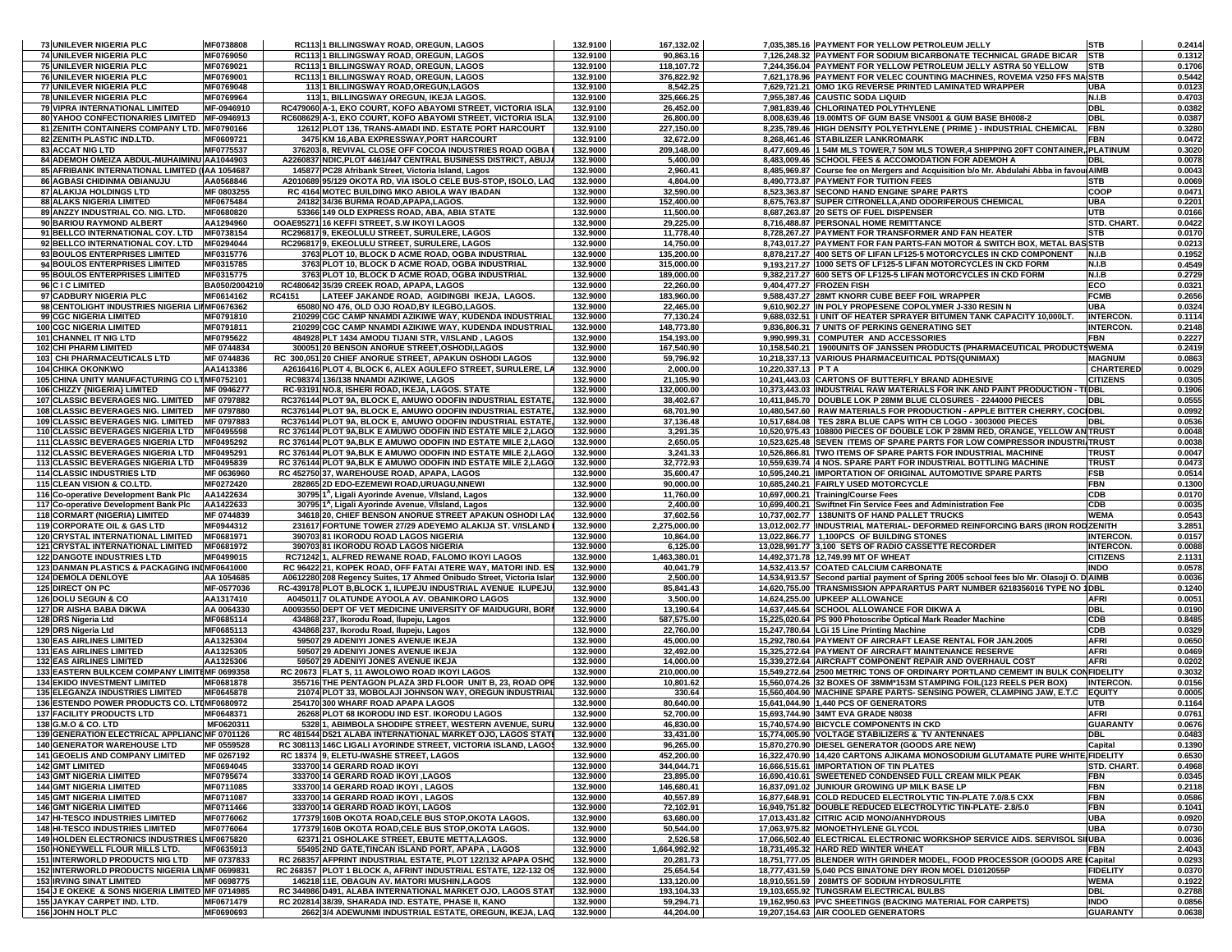| | | | | | | | | | |
|---|---|---|---|---|---|---|---|---|---|
| 73 | UNILEVER NIGERIA PLC | MF0738808 | RC113 | 1 BILLINGSWAY ROAD, OREGUN, LAGOS | 132.9100 | 167,132.02 | 7,035,385.16 | PAYMENT FOR YELLOW PETROLEUM JELLY | STB | 0.2414 |
| 74 | UNILEVER NIGERIA PLC | MF0769050 | RC113 | 1 BILLINGSWAY ROAD, OREGUN, LAGOS | 132.9100 | 90,863.16 | 7,126,248.32 | PAYMENT FOR SODIUM BICARBONATE TECHNICAL GRADE BICAR | STB | 0.1312 |
| 75 | UNILEVER NIGERIA PLC | MF0769021 | RC113 | 1 BILLINGSWAY ROAD, OREGUN, LAGOS | 132.9100 | 118,107.72 | 7,244,356.04 | PAYMENT FOR YELLOW PETROLEUM JELLY ASTRA 50 YELLOW | STB | 0.1706 |
| 76 | UNILEVER NIGERIA PLC | MF0769001 | RC113 | 1 BILLINGSWAY ROAD, OREGUN, LAGOS | 132.9100 | 376,822.92 | 7,621,178.96 | PAYMENT FOR VELEC COUNTING MACHINES, ROVEMA V250 FFS MA | STB | 0.5442 |
| 77 | UNILEVER NIGERIA PLC | MF0769048 | 113 | 1 BILLINGSWAY ROAD,OREGUN,LAGOS | 132.9100 | 8,542.25 | 7,629,721.21 | OMO 1KG REVERSE PRINTED LAMINATED WRAPPER | UBA | 0.0123 |
| 78 | UNILEVER NIGERIA PLC | MF0769964 | 113 | 1, BILLINGSWAY OREGUN, IKEJA LAGOS. | 132.9100 | 325,666.25 | 7,955,387.46 | CAUSTIC SODA LIQUID | N.I.B | 0.4703 |
| 79 | VIPRA INTERNATIONAL LIMITED | MF-0946910 | RC479060 | A-1, EKO COURT, KOFO ABAYOMI STREET, VICTORIA ISLA | 132.9100 | 26,452.00 | 7,981,839.46 | CHLORINATED POLYTHYLENE | DBL | 0.0382 |
| 80 | YAHOO CONFECTIONERIES LIMITED | MF-0946913 | RC608629 | A-1, EKO COURT, KOFO ABAYOMI STREET, VICTORIA ISLA | 132.9100 | 26,800.00 | 8,008,639.46 | 19.00MTS OF GUM BASE VNS001 & GUM BASE BH008-2 | DBL | 0.0387 |
| 81 | ZENITH CONTAINERS COMPANY LTD. | MF0790166 | 12612 | PLOT 136, TRANS-AMADI IND. ESTATE PORT HARCOURT | 132.9100 | 227,150.00 | 8,235,789.46 | HIGH DENSITY POLYETHYLENE ( PRIME ) - INDUSTRIAL CHEMICAL | FBN | 0.3280 |
| 82 | ZENITH PLASTIC IND.LTD. | MF0609721 | 3475 | KM 16,ABA EXPRESSWAY,PORT HARCOURT | 132.9100 | 32,672.00 | 8,268,461.46 | STABILIZER LANKROMARK | FBN | 0.0472 |
| 83 | ACCAT NIG LTD | MF0775537 | 376203 | 8, REVIVAL CLOSE OFF COCOA INDUSTRIES ROAD OGBA | 132.9000 | 209,148.00 | 8,477,609.46 | 1 54M MLS TOWER,7 50M MLS TOWER,4 SHIPPING 20FT CONTAINER, | PLATINUM | 0.3020 |
| 84 | ADEMOH OMEIZA ABDUL-MUHAIMINU | AA1044903 | A2260837 | NDIC,PLOT 4461/447 CENTRAL BUSINESS DISTRICT, ABUJ | 132.9000 | 5,400.00 | 8,483,009.46 | SCHOOL FEES & ACCOMODATION FOR ADEMOH A | DBL | 0.0078 |
| 85 | AFRIBANK INTERNATIONAL LIMITED ( | AA 1054687 | 145877 | PC28 Afribank Street, Victoria Island, Lagos | 132.9000 | 2,960.41 | 8,485,969.87 | Course fee on Mergers and Acquisition b/o Mr. Abdulahi Abba in favou | AIMB | 0.0043 |
| 86 | AGBASI CHIDINMA OBIANUJU | AA0568846 | A2010689 | 95/129 OKOTA RD, VIA ISOLO CELE BUS-STOP, ISOLO, LAG | 132.9000 | 4,804.00 | 8,490,773.87 | PAYMENT FOR TUITION FEES | STB | 0.0069 |
| 87 | ALAKIJA HOLDINGS LTD | MF 0803255 | RC 4164 | MOTEC BUILDING MKO ABIOLA WAY IBADAN | 132.9000 | 32,590.00 | 8,523,363.87 | SECOND HAND ENGINE SPARE PARTS | COOP | 0.0471 |
| 88 | ALAKS NIGERIA LIMITED | MF0675484 | 24182 | 34/36 BURMA ROAD,APAPA,LAGOS. | 132.9000 | 152,400.00 | 8,675,763.87 | SUPER CITRONELLA,AND ODORIFEROUS CHEMICAL | UBA | 0.2201 |
| 89 | ANZZY INDUSTRIAL CO. NIG. LTD. | MF0680820 | 53366 | 149 OLD EXPRESS ROAD, ABA, ABIA STATE | 132.9000 | 11,500.00 | 8,687,263.87 | 20 SETS OF FUEL DISPENSER | UTB | 0.0166 |
| 90 | BARIOU RAYMOND ALBERT | AA1294960 | OOAE95271 | 16 KEFFI STREET, S.W IKOYI LAGOS | 132.9000 | 29,225.00 | 8,716,488.87 | PERSONAL HOME REMITTANCE | STD. CHART. | 0.0422 |
| 91 | BELLCO INTERNATIONAL COY. LTD | MF0738154 | RC296817 | 9, EKEOLULU STREET, SURULERE, LAGOS | 132.9000 | 11,778.40 | 8,728,267.27 | PAYMENT FOR TRANSFORMER AND FAN HEATER | STB | 0.0170 |
| 92 | BELLCO INTERNATIONAL COY. LTD | MF0294044 | RC296817 | 9, EKEOLULU STREET, SURULERE, LAGOS | 132.9000 | 14,750.00 | 8,743,017.27 | PAYMENT FOR FAN PARTS-FAN MOTOR & SWITCH BOX, METAL BAS | STB | 0.0213 |
| 93 | BOULOS ENTERPRISES LIMITED | MF0315776 | 3763 | PLOT 10, BLOCK D ACME ROAD, OGBA INDUSTRIAL | 132.9000 | 135,200.00 | 8,878,217.27 | 400 SETS OF LIFAN LF125-5 MOTORCYCLES IN CKD COMPONENT | N.I.B | 0.1952 |
| 94 | BOULOS ENTERPRISES LIMITED | MF0315785 | 3763 | PLOT 10, BLOCK D ACME ROAD, OGBA INDUSTRIAL | 132.9000 | 315,000.00 | 9,193,217.27 | 1000 SETS OF LF125-5 LIFAN MOTORCYCLES IN CKD FORM | N.I.B | 0.4549 |
| 95 | BOULOS ENTERPRISES LIMITED | MF0315779 | 3763 | PLOT 10, BLOCK D ACME ROAD, OGBA INDUSTRIAL | 132.9000 | 189,000.00 | 9,382,217.27 | 600 SETS OF LF125-5 LIFAN MOTORCYCLES IN CKD FORM | N.I.B | 0.2729 |
| 96 | C I C LIMITED | BA050/2004210 | RC480642 | 35/39 CREEK ROAD, APAPA, LAGOS | 132.9000 | 22,260.00 | 9,404,477.27 | FROZEN FISH | ECO | 0.0321 |
| 97 | CADBURY NIGERIA PLC | MF0614162 | RC4151 | LATEEF JAKANDE ROAD, AGIDINGBI IKEJA, LAGOS. | 132.9000 | 183,960.00 | 9,588,437.27 | 28MT KNORR CUBE BEEF FOIL WRAPPER | FCMB | 0.2656 |
| 98 | CENTOLIGHT INDUSTRIES NIGERIA LIM | MF0676362 | 65080 | NO 476, OLD OJO ROAD,BY ILEGBO,LAGOS. | 132.9000 | 22,465.00 | 9,610,902.27 | IN POLY PROPESENE COPOLYMER J-330 RESIN N | UBA | 0.0324 |
| 99 | CGC NIGERIA LIMITED | MF0791810 | 210299 | CGC CAMP NNAMDI AZIKIWE WAY, KUDENDA INDUSTRIAL | 132.9000 | 77,130.24 | 9,688,032.51 | I UNIT OF HEATER SPRAYER BITUMEN TANK CAPACITY 10,000LT. | INTERCON. | 0.1114 |
| 100 | CGC NIGERIA LIMITED | MF0791811 | 210299 | CGC CAMP NNAMDI AZIKIWE WAY, KUDENDA INDUSTRIAL | 132.9000 | 148,773.80 | 9,836,806.31 | 7 UNITS OF PERKINS GENERATING SET | INTERCON. | 0.2148 |
| 101 | CHANNEL IT NIG LTD | MF0795622 | 484928 | PLT 1434 AMODU TIJANI STR, V/ISLAND , LAGOS | 132.9000 | 154,193.00 | 9,990,999.31 | COMPUTER AND ACCESSORIES | FBN | 0.2227 |
| 102 | CHI PHARM LIMITED | MF 0744834 | 300051 | 20 BENSON ANORUE STREET,OSHODI,LAGOS | 132.9000 | 167,540.90 | 10,158,540.21 | 1900UNITS OF JANSSEN PRODUCTS (PHARMACEUTICAL PRODUCTS | WEMA | 0.2419 |
| 103 | CHI PHARMACEUTICALS LTD | MF 0744836 | RC 300,051 | 20 CHIEF ANORUE STREET, APAKUN OSHODI LAGOS | 132.9000 | 59,796.92 | 10,218,337.13 | VARIOUS PHARMACEUITICAL PDTS(QUNIMAX) | MAGNUM | 0.0863 |
| 104 | CHIKA OKONKWO | AA1413386 | A2616416 | PLOT 4, BLOCK 6, ALEX AGULEFO STREET, SURULERE, LA | 132.9000 | 2,000.00 | 10,220,337.13 | P T A | CHARTERED | 0.0029 |
| 105 | CHINA UNITY MANUFACTURING CO LT | MF0752101 | RC98374 | 136/138 NNAMDI AZIKIWE, LAGOS | 132.9000 | 21,105.90 | 10,241,443.03 | CARTONS OF BUTTERFLY BRAND ADHESIVE | CITIZENS | 0.0305 |
| 106 | CHIZZY {NIGERIA} LIMITED | MF 0946277 | RC-93191 | NO.8, ISHERI ROAD, IKEJA, LAGOS. STATE | 132.9000 | 132,000.00 | 10,373,443.03 | INDUSTRIAL RAW MATERIALS FOR INK AND PAINT PRODUCTION - T | DBL | 0.1906 |
| 107 | CLASSIC BEVERAGES NIG. LIMITED | MF 0797882 | RC376144 | PLOT 9A, BLOCK E, AMUWO ODOFIN INDUSTRIAL ESTATE, | 132.9000 | 38,402.67 | 10,411,845.70 | DOUBLE LOK P 28MM BLUE CLOSURES - 2244000 PIECES | DBL | 0.0555 |
| 108 | CLASSIC BEVERAGES NIG. LIMITED | MF 0797880 | RC376144 | PLOT 9A, BLOCK E, AMUWO ODOFIN INDUSTRIAL ESTATE, | 132.9000 | 68,701.90 | 10,480,547.60 | RAW MATERIALS FOR PRODUCTION - APPLE BITTER CHERRY, COC | DBL | 0.0992 |
| 109 | CLASSIC BEVERAGES NIG. LIMITED | MF 0797883 | RC376144 | PLOT 9A, BLOCK E, AMUWO ODOFIN INDUSTRIAL ESTATE, | 132.9000 | 37,136.48 | 10,517,684.08 | TES 28RA BLUE CAPS WITH CB LOGO - 3003000 PIECES | DBL | 0.0536 |
| 110 | CLASSIC BEVERAGES NIGERIA LTD | MF0495598 | RC 376144 | PLOT 9A,BLK E AMUWO ODOFIN IND ESTATE MILE 2,LAGO | 132.9000 | 3,291.35 | 10,520,975.43 | 108800 PIECES OF DOUBLE LOK P 28MM RED, ORANGE, YELLOW AN | TRUST | 0.0048 |
| 111 | CLASSIC BEVERAGES NIGERIA LTD | MF0495292 | RC 376144 | PLOT 9A,BLK E AMUWO ODOFIN IND ESTATE MILE 2,LAGO | 132.9000 | 2,650.05 | 10,523,625.48 | SEVEN ITEMS OF SPARE PARTS FOR LOW COMPRESSOR INDUSTRI | TRUST | 0.0038 |
| 112 | CLASSIC BEVERAGES NIGERIA LTD | MF0495291 | RC 376144 | PLOT 9A,BLK E AMUWO ODOFIN IND ESTATE MILE 2,LAGO | 132.9000 | 3,241.33 | 10,526,866.81 | TWO ITEMS OF SPARE PARTS FOR INDUSTRIAL MACHINE | TRUST | 0.0047 |
| 113 | CLASSIC BEVERAGES NIGERIA LTD | MF0495839 | RC 376144 | PLOT 9A,BLK E AMUWO ODOFIN IND ESTATE MILE 2,LAGO | 132.9000 | 32,772.93 | 10,559,639.74 | 4 NOS. SPARE PART FOR INDUSTRIAL BOTTLING MACHINE | TRUST | 0.0473 |
| 114 | CLASSIC INDUSTRIES LTD | MF 0636960 | RC 452750 | 37, WAREHOUSE ROAD, APAPA, LAGOS | 132.9000 | 35,600.47 | 10,595,240.21 | IMPORTATION OF ORIGINAL AUTOMOTIVE SPARE PARTS | FSB | 0.0514 |
| 115 | CLEAN VISION & CO.LTD. | MF0272420 | 282865 | 2D EDO-EZEMEWI ROAD,URUAGU,NNEWI | 132.9000 | 90,000.00 | 10,685,240.21 | FAIRLY USED MOTORCYCLE | FBN | 0.1300 |
| 116 | Co-operative Development Bank Plc | AA1422634 | 30795 | 1", Ligali Ayorinde Avenue, V/Island, Lagos | 132.9000 | 11,760.00 | 10,697,000.21 | Training/Course Fees | CDB | 0.0170 |
| 117 | Co-operative Development Bank Plc | AA1422633 | 30795 | 1", Ligali Ayorinde Avenue, V/Island, Lagos | 132.9000 | 2,400.00 | 10,699,400.21 | Swiftnet Fin Service Fees and Administration Fee | CDB | 0.0035 |
| 118 | CORMART (NIGERIA) LIMITED | MF 0744839 | 34618 | 20, CHIEF BENSON ANORUE STREET APAKUN OSHODI LAG | 132.9000 | 37,602.56 | 10,737,002.77 | 138UNITS OF HAND PALLET TRUCKS | WEMA | 0.0543 |
| 119 | CORPORATE OIL & GAS LTD | MF0944312 | 231617 | FORTUNE TOWER 27/29 ADEYEMO ALAKIJA ST. V/ISLAND | 132.9000 | 2,275,000.00 | 13,012,002.77 | INDUSTRIAL MATERIAL- DEFORMED REINFORCING BARS (IRON ROD | ZENITH | 3.2851 |
| 120 | CRYSTAL INTERNATIONAL LIMITED | MF0681971 | 390703 | 81 IKORODU ROAD LAGOS NIGERIA | 132.9000 | 10,864.00 | 13,022,866.77 | 1,100PCS OF BUILDING STONES | INTERCON. | 0.0157 |
| 121 | CRYSTAL INTERNATIONAL LIMITED | MF0681972 | 390703 | 81 IKORODU ROAD LAGOS NIGERIA | 132.9000 | 6,125.00 | 13,028,991.77 | 3,100 SETS OF RADIO CASSETTE RECORDER | INTERCON. | 0.0088 |
| 122 | DANGOTE INDUSTRIES LTD | MF0499015 | RC71242 | 1, ALFRED REWANE ROAD, FALOMO IKOYI LAGOS | 132.9000 | 1,463,380.01 | 14,492,371.78 | 12,749.99 MT OF WHEAT | CITIZENS | 2.1131 |
| 123 | DANMAN PLASTICS & PACKAGING IND | MF0641000 | RC 96422 | 21, KOPEK ROAD, OFF FATAI ATERE WAY, MATORI IND. ES | 132.9000 | 40,041.79 | 14,532,413.57 | COATED CALCIUM CARBONATE | INDO | 0.0578 |
| 124 | DEMOLA DENLOYE | AA 1054685 | A0612280 | 208 Regency Suites, 17 Ahmed Onibudo Street, Victoria Islar | 132.9000 | 2,500.00 | 14,534,913.57 | Second partial payment of Spring 2005 school fees b/o Mr. Olasoji O. D | AIMB | 0.0036 |
| 125 | DIRECT ON PC | MF-0577036 | RC-439178 | PLOT B,BLOCK 1, ILUPEJU INDUSTRIAL AVENUE ILUPEJU, | 132.9000 | 85,841.43 | 14,620,755.00 | TRANSMISSION APPARARTUS PART NUMBER 6218356016 TYPE NO 1 | DBL | 0.1240 |
| 126 | DOLU SEGUN & CO | AA1317410 | A045011 | 7 OLATUNDE AYOOLA AV. OBANIKORO LAGOS | 132.9000 | 3,500.00 | 14,624,255.00 | UPKEEP ALLOWANCE | AFRI | 0.0051 |
| 127 | DR AISHA BABA DIKWA | AA 0064330 | A0093550 | DEPT OF VET MEDICINE UNIVERSITY OF MAIDUGURI, BORN | 132.9000 | 13,190.64 | 14,637,445.64 | SCHOOL ALLOWANCE FOR DIKWA A | DBL | 0.0190 |
| 128 | DRS Nigeria Ltd | MF0685114 | 434868 | 237, Ikorodu Road, Ilupeju, Lagos | 132.9000 | 587,575.00 | 15,225,020.64 | PS 900 Photoscribe Optical Mark Reader Machine | CDB | 0.8485 |
| 129 | DRS Nigeria Ltd | MF0685113 | 434868 | 237, Ikorodu Road, Ilupeju, Lagos | 132.9000 | 22,760.00 | 15,247,780.64 | LGI 15 Line Printing Machine | CDB | 0.0329 |
| 130 | EAS AIRLINES LIMITED | AA1325304 | 59507 | 29 ADENIYI JONES AVENUE IKEJA | 132.9000 | 45,000.00 | 15,292,780.64 | PAYMENT OF AIRCRAFT LEASE RENTAL FOR JAN.2005 | AFRI | 0.0650 |
| 131 | EAS AIRLINES LIMITED | AA1325305 | 59507 | 29 ADENIYI JONES AVENUE IKEJA | 132.9000 | 32,492.00 | 15,325,272.64 | PAYMENT OF AIRCRAFT MAINTENANCE RESERVE | AFRI | 0.0469 |
| 132 | EAS AIRLINES LIMITED | AA1325306 | 59507 | 29 ADENIYI JONES AVENUE IKEJA | 132.9000 | 14,000.00 | 15,339,272.64 | AIRCRAFT COMPONENT REPAIR AND OVERHAUL COST | AFRI | 0.0202 |
| 133 | EASTERN BULKCEM COMPANY LIMITE | MF 0699358 | RC 20673 | FLAT 5, 11 AWOLOWO ROAD IKOYI LAGOS | 132.9000 | 210,000.00 | 15,549,272.64 | 2500 METRIC TONS OF ORDINARY PORTLAND CEMEMT IN BULK CON | FIDELITY | 0.3032 |
| 134 | EKIDO INVESTMENT LIMITED | MF0681878 | 355716 | THE PENTAGON PLAZA 3RD FLOOR UNIT B, 23, ROAD OPE | 132.9000 | 10,801.62 | 15,560,074.26 | 32 BOXES OF 38MM*153M STAMPING FOIL(123 REELS PER BOX) | INTERCON. | 0.0156 |
| 135 | ELEGANZA INDUSTRIES LIMITED | MF0645878 | 21074 | PLOT 33, MOBOLAJI JOHNSON WAY, OREGUN INDUSTRIAL | 132.9000 | 330.64 | 15,560,404.90 | MACHINE SPARE PARTS- SENSING POWER, CLAMPING JAW, E.T.C | EQUITY | 0.0005 |
| 136 | ESTENDO POWER PRODUCTS CO. LTD | MF0680972 | 254170 | 300 WHARF ROAD APAPA LAGOS | 132.9000 | 80,640.00 | 15,641,044.90 | 1,440 PCS OF GENERATORS | UTB | 0.1164 |
| 137 | FACILITY PRODUCTS LTD | MF0648371 | 26268 | PLOT 68 IKORODU IND EST. IKORODU LAGOS | 132.9000 | 52,700.00 | 15,693,744.90 | 34MT EVA GRADE N8038 | AFRI | 0.0761 |
| 138 | G.M.O & CO. LTD | MF0620311 | 5328 | 1, ABIMBOLA SHODIPE STREET, WESTERN AVENUE, SURU | 132.9000 | 46,830.00 | 15,740,574.90 | BICYCLE COMPONENTS IN CKD | GUARANTY | 0.0676 |
| 139 | GENERATION ELECTRICAL APPLIANC | MF 0701126 | RC 481544 | D521 ALABA INTERNATIONAL MARKET OJO, LAGOS STATE | 132.9000 | 33,431.00 | 15,774,005.90 | VOLTAGE STABILIZERS & TV ANTENNAES | DBL | 0.0483 |
| 140 | GENERATOR WAREHOUSE LTD | MF 0559528 | RC 308113 | 146C LIGALI AYORINDE STREET, VICTORIA ISLAND, LAGOS | 132.9000 | 96,265.00 | 15,870,270.90 | DIESEL GENERATOR (GOODS ARE NEW) | Capital | 0.1390 |
| 141 | GEOELIS AND COMPANY LIMITED | MF 0267192 | RC 18374 | 9, ELETU-IWASHE STREET, LAGOS | 132.9000 | 452,200.00 | 16,322,470.90 | 14,420 CARTONS AJIKAMA MONOSODIUM GLUTAMATE PURE WHITE | FIDELITY | 0.6530 |
| 142 | GMT LIMITED | MF0694045 | 333700 | 14 GERARD ROAD IKOYI | 132.9000 | 344,044.71 | 16,666,515.61 | IMPORTATION OF TIN PLATES | STD. CHART. | 0.4968 |
| 143 | GMT NIGERIA LIMITED | MF0795674 | 333700 | 14 GERARD ROAD IKOYI ,LAGOS | 132.9000 | 23,895.00 | 16,690,410.61 | SWEETENED CONDENSED FULL CREAM MILK PEAK | FBN | 0.0345 |
| 144 | GMT NIGERIA LIMITED | MF0711085 | 333700 | 14 GERARD ROAD IKOYI , LAGOS | 132.9000 | 146,680.41 | 16,837,091.02 | JUNIOUR GROWING UP MILK BASE LP | FBN | 0.2118 |
| 145 | GMT NIGERIA LIMITED | MF0711087 | 333700 | 14 GERARD ROAD IKOYI , LAGOS | 132.9000 | 40,557.89 | 16,877,648.91 | COLD REDUCED ELECTROLYTIC TIN-PLATE 7.0/8.5 CXX | FBN | 0.0586 |
| 146 | GMT NIGERIA LIMITED | MF0711466 | 333700 | 14 GERARD ROAD IKOYI, LAGOS | 132.9000 | 72,102.91 | 16,949,751.82 | DOUBLE REDUCED ELECTROLYTIC TIN-PLATE- 2.8/5.0 | FBN | 0.1041 |
| 147 | HI-TESCO INDUSTRIES LIMITED | MF0776062 | 177379 | 160B OKOTA ROAD,CELE BUS STOP,OKOTA LAGOS. | 132.9000 | 63,680.00 | 17,013,431.82 | CITRIC ACID MONO/ANHYDROUS | UBA | 0.0920 |
| 148 | HI-TESCO INDUSTRIES LIMITED | MF0776064 | 177379 | 160B OKOTA ROAD,CELE BUS STOP,OKOTA LAGOS. | 132.9000 | 50,544.00 | 17,063,975.82 | MONOETHYLENE GLYCOL | UBA | 0.0730 |
| 149 | HOLDEN ELECTRONICS INDUSTRIES L | MF0675820 | 62371 | 21 OSHOLAKE STREET, EBUTE METTA,LAGOS. | 132.9000 | 2,526.58 | 17,066,502.40 | ELECTRICAL ELECTRONIC WORKSHOP SERVICE AIDS. SERVISOL SI | UBA | 0.0036 |
| 150 | HONEYWELL FLOUR MILLS LTD. | MF0635913 | 55495 | 2ND GATE,TINCAN ISLAND PORT, APAPA , LAGOS | 132.9000 | 1,664,992.92 | 18,731,495.32 | HARD RED WINTER WHEAT | FBN | 2.4043 |
| 151 | INTERWORLD PRODUCTS NIG LTD | MF 0737833 | RC 268357 | AFPRINT INDUSTRIAL ESTATE, PLOT 122/132 APAPA OSHO | 132.9000 | 20,281.73 | 18,751,777.05 | BLENDER WITH GRINDER MODEL, FOOD PROCESSOR (GOODS ARE | Capital | 0.0293 |
| 152 | INTERWORLD PRODUCTS NIGERIA LIM | MF 0699831 | RC 268357 | PLOT 1 BLOCK A, AFRINT INDUSTRIAL ESTATE, 122-132 OS | 132.9000 | 25,654.54 | 18,777,431.59 | 5,040 PCS BINATONE DRY IRON MOEL D1012055P | FIDELITY | 0.0370 |
| 153 | IRVING SINAT LIMITED | MF 0698775 | 146218 | 11E, OBAGUN AV. MATORI MUSHIN,LAGOS | 132.9000 | 133,120.00 | 18,910,551.59 | 208MTS OF SODIUM HYDROSULFITE | WEMA | 0.1922 |
| 154 | J E OKEKE & SONS NIGERIA LIMITED | MF 0714985 | RC 344986 | D491, ALABA INTERNATIONAL MARKET OJO, LAGOS STAT | 132.9000 | 193,104.33 | 19,103,655.92 | TUNGSRAM ELECTRICAL BULBS | DBL | 0.2788 |
| 155 | JAYKAY CARPET IND. LTD. | MF0671479 | RC 202814 | 38/39, SHARADA IND. ESTATE, PHASE II, KANO | 132.9000 | 59,294.71 | 19,162,950.63 | PVC SHEETINGS (BACKING MATERIAL FOR CARPETS) | INDO | 0.0856 |
| 156 | JOHN HOLT PLC | MF0690693 | 2662 | 3/4 ADEWUNMI INDUSTRIAL ESTATE, OREGUN, IKEJA, LAG | 132.9000 | 44,204.00 | 19,207,154.63 | AIR COOLED GENERATORS | GUARANTY | 0.0638 |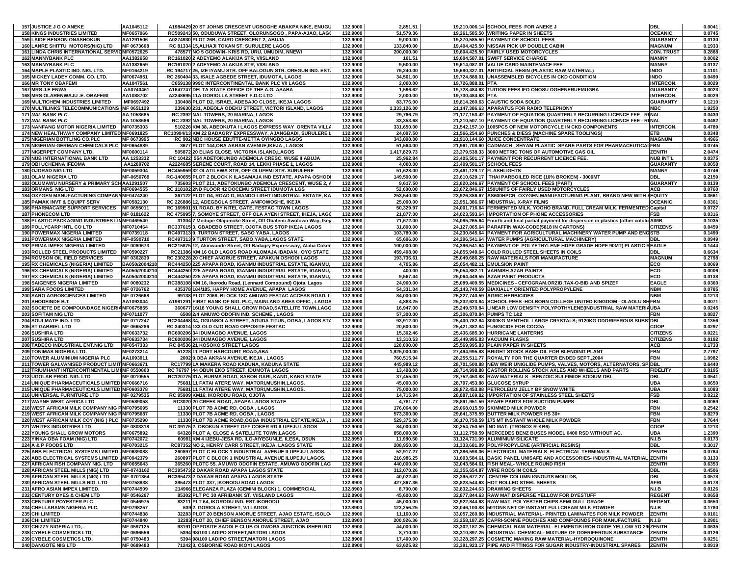| | | | | | | | | | |
|---|---|---|---|---|---|---|---|---|---|
| 157 | JUSTICE J G O ANEKE | AA1045112 | A1984429 | 20 ST JOHNS CRESCENT UGBOGHE ABAKPA NIKE, ENUGU | 132.9000 | 2,851.51 | 19,210,006.14 | SCHOOL FEES FOR ANEKE J | DBL | 0.0041 |
| 158 | KINGS INDUSTRIES LIMITED | MF0657966 | RC509243 | 50, ODUDUWA STREET, OLORUNSOGO , PAPA-AJAO, LAGO | 132.9000 | 51,579.36 | 19,261,585.50 | WRITING PAPER IN SHEETS | OCEANIC | 0.0745 |
| 159 | LAIDE BENSON ONASHOKUN | AA1291506 | A0274930 | PLOT 26B, CAIRO CRESCENT 2, ABUJA | 132.9000 | 9,000.00 | 19,270,585.50 | PAYMENT OF SCHOOL FEES | GUARANTY | 0.0130 |
| 160 | LANRE SHITTU MOTORS(NIG) LTD | MF 0673608 | RC 81334 | 15,ALHAJI TOKAN ST, SURULERE LAGOS | 132.9000 | 133,840.00 | 19,404,425.50 | NISSAN PICK UP DOUBLE CABIN | MAGNUM | 0.1933 |
| 161 | LINDA CHRIS INTERNATIONAL SERVIC | MF0572625 | 478577 | NO 5 GODWIN- KRIS RD, URU, UMUDIM, NNEWI | 132.9000 | 200,000.00 | 19,604,425.50 | FAIRLY USED MOTORCYCLES | CON. TRUST | 0.2888 |
| 162 | MANNYBANK PLC | AA1382658 | RC161020 | 2 ADEYEMO ALAKIJA STR, V/ISLAND | 132.9000 | 161.51 | 19,604,587.01 | SWIFT SERVICE CHARGE | MANNY | 0.0002 |
| 163 | MANNYBANK PLC | AA1382659 | RC161020 | 2 ADEYEMO ALAKIJA STR, V/ISLAND | 132.9000 | 9,500.00 | 19,614,087.01 | VALUE CARD MAINTENACE FEE | MANNY | 0.0137 |
| 164 | MAPLE PLASTIC IND. NIG. LTD. | MF0164219 | RC 194717 | 26, IZE IYAMU STR. OFF BALOGUN STR. OREGUN IND. EST. | 132.9000 | 76,240.00 | 19,690,327.01 | ARTIFICIAL RESIN (PLASTIC RAW MATERIAL) | INDO | 0.1101 |
| 165 | MICKEY LADEY COMM. CO. LTD. | MF0674951 | RC 260404 | 33, ISALE AGBEDE STREET, IDUMOTA, LAGOS | 132.9000 | 34,561.00 | 19,724,888.01 | UNASSEMBLED BICYCLES IN CKD CONDITION | INDO | 0.0499 |
| 166 | MR TONY OBAFEMI | AA1047561 | C659138 | 999C INTERCONTINENTAL BANK PLC V/I LAGOS | 132.9000 | 2,000.00 | 19,726,888.01 | PTA | INTERCON. | 0.0029 |
| 167 | MRS J.E ENWA | AA0740461 | A1647747 | DELTA STATE OFFICE OF THE A.G, ASABA | 132.9000 | 1,596.62 | 19,728,484.63 | TUITION FEES IFO ONOSU OGHENERUEMUGBA | GUARANTY | 0.0023 |
| 168 | MRS OLARENWAJU .E. OBAFEMI | AA1088702 | A2248695 | 11A GORIOLLA STREET F.D.C LTD | 132.9000 | 2,000.00 | 19,730,484.63 | PTA | INTERCON. | 0.0029 |
| 169 | MULTICHEM INDUSTRIES LIMITED | MF0697492 | 130408 | PLOT D2, ISRAEL ADEBAJO CLOSE, IKEJA LAGOS | 132.9000 | 83,776.00 | 19,814,260.63 | CAUSTIC SODA SOLID | GUARANTY | 0.1210 |
| 170 | MULTILINKS TELECOMMUNICATIONS L | MF 0651129 | 239630 | 231, ADEOLA ODEKU STREET, VICTORI ISLAND, LAGOS | 132.9000 | 1,333,126.00 | 21,147,386.63 | APARATUS FOR RADIO TELEPHONY | MBC | 1.9250 |
| 171 | *NAL BANK PLC* | AA 1053685 | RC 2392 | NAL TOWERS, 20 MARINA, LAGOS | 132.9000 | 29,766.79 | 21,177,153.42 | PAYMENT OF EQUATION QUARTERLY RECURRING LICENCE FEE - RENEWAL | NAL | 0.0430 |
| 172 | *NAL BANK PLC* | AA 1053686 | RC 2392 | NAL TOWERS, 20 MARINA, LAGOS | 132.9000 | 33,353.68 | 21,210,507.10 | PAYMENT OF EQUATION QUARTERLY RECURRING LICENCE FEE - RENEWAL | NAL | 0.0482 |
| 173 | NANFANG MOTOR NIGERIA LIMITED | MF0735303 | 510226 | KM 38, ABEOKUTA / LAGOS EXPRESS WAY ORENTA VILLA | 132.9000 | 331,650.00 | 21,542,157.10 | 1005PCS OF NEW MOTORCYCLE IN CKD COMPONENTS | INTERCON. | 0.4789 |
| 174 | NEW HEALTHWAY COMPANY LIMITED | MF0691825 | RC10994/13 | KM 22 BADAGRY EXPRESSWAY, AJANGBADI, SURULERE L | 132.9000 | 24,097.50 | 21,566,254.60 | PUNCHES & DIESS (MACHINE SPARE TOOLINGS) | ETB | 0.0348 |
| 175 | NIGERIAN BOTTLING CO.PLC | MF 0673995 | RC 902 | NBC HOUSE EBUTTE-METTA OYINGBO LAGOS | 132.9000 | 343,890.00 | 21,910,144.60 | JUICE CONCENTRATE | MAGNUM | 0.4966 |
| 176 | NIGERIAN-GERMAN CHEMICALS PLC | MF0654889 | 3677 | PLOT 144,OBA AKRAN AVENUE,IKEJA , LAGOS | 132.9000 | 51,564.00 | 21,961,708.60 | CADMACH , SHYAM PLASTIC -SPARE PARTS FOR PHARMACEUTICAL | FBN | 0.0745 |
| 177 | NIGERPET COMPANY LTD. | MF0600114 | 505872 | 20 ELIAS CLOSE, VICTORIA ISLAND,LAGOS | 132.9000 | 1,417,829.73 | 23,379,538.33 | 3000 METRIC TONS OF AUTOMOTIVE GAS OIL | ZENITH | 2.0474 |
| 178 | NUB INTERNATIONAL BANK LTD | AA 1253332 | RC 10422 | 554 ADETOKUNBO ADEMOLA CRESC. WUSE II ABUJA | 132.9000 | 25,962.84 | 23,405,501.17 | PAYMENT FOR RECURRENT LICENCE FEE. | NUB INT'L | 0.0375 |
| 179 | OBI UCHENNA IFEOMA | AA1289702 | A2224685 | SERENE COURT, ROAD 14, LEKKI PHASE 1, LAGOS | 132.9000 | 4,000.00 | 23,409,501.17 | SCHOOL FEES | GUARANTY | 0.0058 |
| 180 | OJORAD NIG LTD | MF0059304 | RC455959 | 32 OLATILEWA STR, OFF OLUFEMI STR. SURULERE | 132.9000 | 51,628.00 | 23,461,129.17 | FLASHLIGHTS | MANNY | 0.0746 |
| 181 | OLAM NIGERIA LTD | MF-0650769 | RC-140655 | PLOT 2 BLOCK K ILASAMAJA IND ESTATE, APAPA OSHODI | 132.9000 | 149,500.00 | 23,610,629.17 | THAI PARBOILED RICE (10% BROKEN) - 3000MT | DBL | 0.2159 |
| 182 | OLUMAWU NURSERY & PRIMARY SCH | AA1291507 | 735603 | PLOT 211, ADETOKUNBO ADEMOLA CRESCENT, WUSE 2, A | 132.9000 | 9,617.50 | 23,620,246.67 | PAYMENT OF SCHOOL FEES (PART) | GUARANTY | 0.0139 |
| 183 | ORMANS NIG LTD | MF0694555 | RC 118102 | 2ND FLOOR 42 DOCEMU STREET IDUMOTA LGS | 132.9000 | 52,600.00 | 23,672,846.67 | 150UNITS OF FAIRLY USED MOTORCYCLES | ACB | 0.0760 |
| 184 | OXYGEN MANUFACTURING COMPANY | MF0474240 | 367122 | PLOT D4, ROAD D, MANDO LIGHT INDUSTRIAL ESTATE, KA | 132.9000 | 253,540.00 | 23,926,386.67 | AS600HPCR OXYGEN MANUFACTURING PLANT, BRAND NEW WITH A | EQUITY | 0.3661 |
| 185 | PAMAK INVT & EQUIPT SERV | MF0582130 | RC 226886 | 12, ADEGBOLA STREET, ANIFOWOSHE, IKEJA | 132.9000 | 25,000.00 | 23,951,386.67 | INDUSTRIAL X-RAY FILMS | OCEANIC | 0.0361 |
| 186 | PHARMACARE SUPPORT SERVICES | MF 0655011 | RC 169901 | 51 ROAD, BY NITEL GATE, FESTAC TOWN LAGOS | 132.9000 | 50,329.97 | 24,001,716.64 | FERMENTED MILK, YOGHO BRAND, FULL CREAM MILK, FERMENTED | Capital | 0.0727 |
| 187 | PHONECOM LTD | MF 0181622 | RC 475995 | 7, SOMOYE STREET, OFF OLA AYENI STREET, IKEJA, LAGO | 132.9000 | 21,877.00 | 24,023,593.64 | IMPORTATION OF PHONE ACCESSORIES | FSB | 0.0316 |
| 188 | PLASTIC PACKAGING INDUSTRIES LIM | MF0469540 | 31304 | 7 Modupe Olajumoke Street, Off Obafemi Awolowo Way, Ikeja | 132.9000 | 71,672.00 | 24,095,265.64 | Fourth and final partial payment for dispersion in plastics (other cololu | AIMB | 0.1035 |
| 189 | POLLYCARP INTL CO LTD | MF0710464 | RC337615 | 3, GBADEBO STREET, OJOTA BUS STOP IKEJA LAGOS | 132.9000 | 31,800.00 | 24,127,065.64 | PARAFFIN WAX-CODE(5818 IN CARTONS) | CITIZENS | 0.0459 |
| 190 | POWERMAX NIGERIA LIMITED | MF-0739118 | RC497313 | 9, TURTON STREET, SABO YABA, LAGOS | 132.9000 | 103,780.00 | 24,230,845.64 | PAYMENT FOR AGRICULTURAL MACHINERY WATER PUMP AND ENG | STB | 0.1499 |
| 191 | POWERMAX NIGERIA LIMITED | MF-0590710 | RC497313 | 9 TURTON STREET, SABO,YABA,LAGOS STATE | 132.9000 | 65,696.00 | 24,296,541.64 | WATER PUMPS (AGRICULTURAL MACHINERY) | DBL | 0.0949 |
| 192 | PRIMA IMPEX NIGERIA LIMITED | MF 0080673 | RC215875 | 12, Akinwande Street, Off Badagry Expressway, Alaba Coker | 132.9000 | 100,000.00 | 24,396,541.64 | PAYMENT OF POLYETHYLENE HDPE GRADE HDPE 90MT( PLASTIC R | EAGLE | 0.1444 |
| 193 | ROLLED STEEL PRODUCTS LIMITED | MF0590227 | RC21386 | KM 16 OLD LAGOS ROAD ALOMAJA IBADAN , OYO STATE | 132.9000 | 459,408.00 | 24,855,949.64 | COLD ROLLED STEEL SHEETS IN COILS | DBL | 0.6634 |
| 194 | ROMSON OIL FIELD SERVICES | MF 0362839 | RC 230228 | 20 CHIEF ANORUE STREET, APAKUN OSHODI LAGOS | 132.9000 | 193,736.61 | 25,049,686.25 | RAW MATERIALS FOR MANUFACTURE | MAGNUM | 0.2798 |
| 195 | RX CHEMICALS (NIGERIA) LIMITED | BA050/2004210 | RC444250 | 225 APAPA ROAD, IGANMU INDUSTRIAL ESTATE, IGANMU, | 132.9000 | 4,795.86 | 25,054,482.11 | EMULSION PAINT | ECO | 0.0069 |
| 196 | RX CHEMICALS (NIGERIA) LIMITED | BA050/2004210 | RC444250 | 225 APAPA ROAD, IGANMU INDUSTRIAL ESTATE, IGANMU, | 132.9000 | 400.00 | 25,054,882.11 | VARNISH AZAR PAINTS | ECO | 0.0006 |
| 197 | RX CHEMICALS (NIGERIA) LIMITED | BA050/2004210 | RC444250 | 225 APAPA ROAD, IGANMU INDUSTRIAL ESTATE, IGANMU, | 132.9000 | 9,567.44 | 25,064,449.55 | AZAR PAINT PRODUCTS | ECO | 0.0138 |
| 198 | SAIGENES NIGERIA LIMITED | MF 0080232 | RC388108 | KM 16, Ikorodu Road, (Lennard Compound) Ojota, Lagos | 132.9000 | 24,960.00 | 25,089,409.55 | MEDICINES - CEFOGRAM,ORZID,TAX-O-BID AND SPIZEF | EAGLE | 0.0360 |
| 199 | SARA FOODS LIMITED | MF 0726762 | 435378 | 184/185, HAPPY HOME AVENUE, APAPA LAGOS | 132.9000 | 54,331.04 | 25,143,740.59 | BIAXIALLY ORIENTED POLYPROPYLENE | NBM | 0.0785 |
| 200 | SARO AGROSCIENCES LIMITED | MF 0726668 | 99138 | PLOT 2068, BLOCK 18C AMUWO-FESTAC ACCESS ROAD, L | 132.9000 | 84,000.00 | 25,227,740.59 | AGRIC HERBICIDES | NBM | 0.1213 |
| 201 | SHODEINDE B.T | AA1093044 | A1981291 | FIRST BANK OF NIG. PLC, MAINLAND AREA OFFIC , LAGOS | 132.9000 | 4,883.25 | 25,232,623.84 | SCHOOL FEES -HOLBORN COLLEGE UNITED KINGDOM - OLAOLU SH | FBN | 0.0071 |
| 202 | SOCIETE DE COMPOUNDAGE NIGERIA | MF0675855 | 360677 | 16/18 YOUNG SHALL GROW ROAD,SATELLITE TOWN,LAGO | 132.9000 | 16,947.00 | 25,249,570.84 | LINEAR LOW DENSITY POLYPOTHYLENE(INDUSTRIAL RAW MATERIA | UBA | 0.0245 |
| 203 | SOFITAM NIG LTD | MF0711077 | 6508 | 2/4 AMUWO ODOFIN IND. SCHEME , LAGOS | 132.9000 | 57,300.00 | 25,306,870.84 | PUMPS TC 1&2 | FBN | 0.0827 |
| 204 | SOULMATE IND. LTD | MF 0717247 | RC204468 | 34, OGUNSOLA STREET, AGUDA-TITUN, OGBA, LAGOS STA | 132.9000 | 93,912.00 | 25,400,782.84 | 3000KG MENTHOL LARGE CRYSTALS; 9120KG ODORIFEROUS SUBS | DBL | 0.1356 |
| 205 | ST GABRIEL LTD | MF 0665286 | RC 340314 | 133 OLD OJO ROAD OPPOSITE FESTAC | 132.9000 | 20,600.00 | 25,421,382.84 | FUNGICIDE FOR COCOA | COOP | 0.0297 |
| 206 | SUSHIRA LTD | MF0633732 | RC600206 | 34 IDUMAGBO AVENUE, LAGOS | 132.9000 | 15,302.46 | 25,436,685.30 | HURRICANE LANTERNS | CITIZENS | 0.0221 |
| 207 | SUSHIRA LTD | MF0633734 | RC600206 | 34 IDUMAGBO AVENUE, LAGOS | 132.9000 | 13,310.53 | 25,449,995.83 | VACUUM FLASKS | CITIZENS | 0.0192 |
| 208 | TADECO INDUSTRIAL ENT.NIG LTD | MF0547333 | RC 84536 | 21 KOSOKO STREET LAGOS | 132.9000 | 120,000.00 | 25,569,995.83 | PLAIN PAPER IN SHEETS | ACB | 0.1733 |
| 209 | TONIMAS NIGERIA LTD. | MF0273214 | 51228 | 11 PORT HARCOURT ROAD,ABA | 132.9000 | 1,925,000.00 | 27,494,995.83 | BRIGHT STOCK BASE OIL FOR BLENDING PLANT | FBN | 2.7797 |
| 210 | TOWER ALUMINIUM NIGERIA PLC | AA1093911 | 2002 | 9,OBA AKRAN AVENUE,IKEJA , LAGOS | 132.9000 | 760,515.94 | 28,255,511.77 | ROYALTY FOR THE QUARTER ENDED SEPT.,2004 | FBN | 1.0982 |
| 211 | TOWER GALVANISED PRODUCT LIMIT | MF0663671 | RC17799 | 1A MAKERA ROAD KADUNA, KADUNA STATE | 132.9000 | 445,989.12 | 28,701,500.88 | NEW WEIR UNIGLIDE PUMPS, VALVES, MOTORS, ALTERNATORS, SP | DBL | 0.6440 |
| 212 | TRIUMPHANT INTERCONTINENTAL LIMI | MF 0550860 | RC 76797 | 44 OBUN EKO STREET, IDUMOTA LAGOS | 132.9000 | 13,498.00 | 28,714,998.88 | CASTOR ROLLING STOCK AXLES AND WHEELS AND PARTS | FIDELITY | 0.0195 |
| 213 | UGOLAB PROD. NIG. LTD | MF 0010555 | RC120775 | 31A, BURMA ROAD, SABON GARI, KANO, KANO STATE | 132.9000 | 37,455.00 | 28,752,453.88 | RAW MATERIALS - BENZOIC SULFIMIDE SODIUM DBL | DBL | 0.0541 |
| 214 | UNIQUE PHARMACEUTICALS LIMITED | MF0666716 | 75681 | 11 FATAI ATERE WAY, MATORI,MUSHIN,LAGOS. | 132.9000 | 45,000.00 | 28,797,453.88 | GLUCOSE SYRUP | UBA | 0.0650 |
| 215 | UNIQUE PHARMACEUTICALS LIMITED | MF0603378 | 75681 | 11 FATAI ATERE WAY, MATORI,MUSHIN,LAGOS. | 132.9000 | 75,000.00 | 28,872,453.88 | PETROLEUM JELLY BP SNOW WHITE | UBA | 0.1083 |
| 216 | UNIVERSAL FURNITURE LTD | MF 0279535 | RC 95909 | KM16, IKORODU ROAD, OJOTA | 132.9000 | 14,715.94 | 28,887,169.82 | IMPORTATION OF STAINLESS STEEL SHEETS | FSB | 0.0212 |
| 217 | WAYNE WEST AFRICA LTD | MF0589058 | RC3020 | 20 CREEK ROAD, APAPA LAGOS STATE | 132.9000 | 4,781.77 | 28,891,951.59 | SPARE PARTS FOR SUCTION PUMPS | DBL | 0.0069 |
| 218 | WEST AFRICAN MILK COMPANY NIG P | MF0795695 | 11330 | PLOT 7B ACME RD, OGBA , LAGOS | 132.9000 | 176,064.00 | 29,068,015.59 | SKIMMED MILK POWDER | FBN | 0.2542 |
| 219 | WEST AFRICAN MILK COMPANY NIG P | MF0795687 | 11330 | PLOT 7B ACME RD, OGBA , LAGOS | 132.9000 | 573,360.00 | 29,641,375.59 | BUTTER MILK POWDER HS 30+ | FBN | 0.8279 |
| 220 | WEST AFRICAN MILK COY (NIG ) PLC | MF0735290 | 11330 | PLOT 7B ACME ROAD,OGBA INDUSTRIAL ESTATE,IKEJA , | 132.9000 | 529,375.00 | 30,170,750.59 | 175 MT INSTANT WHOLE MILK POWDER | FBN | 0.7644 |
| 221 | WHITEX INDUSTRIES LTD | MF 0803318 | RC 39175 | 2, OBOKUN STREET OFF COKER RD ILUPEJU LAGOS | 132.9000 | 84,000.00 | 30,254,750.59 | IND MAT. (TRONOX R-KB6) | COOP | 0.1213 |
| 222 | YOUNG SHALL GROW MOTORS | MF0675892 | 64328 | PLOT A, CLOSE A SATELLITE TOWN,LAGOS | 132.9000 | 858,000.00 | 31,112,750.59 | MERCEDES BENZ BUSES MODEL 0400 RSD WITHOUT AC. | UBA | 1.2390 |
| 223 | YINKA OBA FOAM (NIG) LTD | MF0742072 | 60991 | KM 4 IJEBU-JESA RD, ILO-AIYEGUNLE, ILESA, OSUN | 132.8950 | 11,980.50 | 31,124,731.09 | ALUMINIUM SILICATE | N.I.B | 0.0173 |
| 224 | A & P FOODS LTD | MF0703215 | RC87352 | NO 2, HENRY CARR STREET, IKEJA, LAGOS STATE | 132.8900 | 208,950.00 | 31,333,681.09 | POLYPROPYLENE (ARTIFICIAL RESINS) | DBL | 0.3017 |
| 225 | ABB ELECTRICAL SYSTEMS LIMITED . | MF0639088 | 260897 | PLOT C BLOCK 1 INDUSTRIAL AVENUE ILUPEJU LAGOS. | 132.8900 | 52,917.27 | 31,386,598.36 | ELECTRICAL MATERIALS- ELECTRICAL TERMINALS | ZENITH | 0.0764 |
| 226 | ABB ELECTRICAL SYSTEMS LIMITED . | MF0942379 | 260897 | PLOT C BLOCK 1 INDUSTRIAL AVENUE ILUPEJU LAGOS. | 132.8900 | 216,986.25 | 31,603,584.61 | BASIC PANEL UNISAFE AND ACCESSORIES- INDUSTRIAL MATERIAL | ZENITH | 0.3133 |
| 227 | AFRICAN FISH COMPANY NIG. LTD | MF0655643 | 365260 | PLOTC 55, AMUWO ODOFIN ESTATE. AMUWO ODOFIN LAG | 132.8900 | 440,000.00 | 32,043,584.61 | FISH MEAL- WHOLE ROUND FISH | ZENITH | 0.6353 |
| 228 | AFRICAN STEEL MILLS (NIG) LTD | MF-0743162 | RC395473 | 2 DAKAR ROAD APAPA LAGOS STATE | 132.8900 | 312,070.26 | 32,355,654.87 | WIRE RODS IN COILS | DBL | 0.4506 |
| 229 | AFRICAN STEEL MILLS (NIG) LTD | MF-0701364 | RC395473 | 2 DAKAR ROAD APAPA LAGOS STATE | 132.8900 | 40,022.40 | 32,395,677.27 | CENTRE COLUMN IGNOUTS MOULDS, | DBL | 0.0578 |
| 230 | AFRICAN STEEL MILLS NIG. LTD | MF0758838 | 395473 | PLOT 337, IKORODU ROAD LAGOS | 132.8900 | 427,867.36 | 32,823,544.63 | HOT ROLLED STEEL SHEETS | AFRI | 0.6178 |
| 231 | AFRO ASIAN IMPEX LIMITED. | MF0744509 | 214966 | ELEGANZA PLAZA (GEMINI BLOCK) 1, COMMERCIAL | 132.8900 | 8,700.00 | 32,832,244.63 | DRAWING SHEETS | N.I.B | 0.0126 |
| 232 | CENTURY DYES & CHEM LTD | MF 0546267 | 85302 | PLT PC 30 AFRIBANK ST. V/ISLAND LAGOS | 132.8900 | 45,600.00 | 32,877,844.63 | RAW MAT.DISPERSE YELLOW FOR DYESTUFF | REGENT | 0.0658 |
| 233 | CENTURY POYESTER PLC | MF 0546975 | 83211 | PLT 64, IKORODU IND. EST.IKORODU | 132.8900 | 45,000.00 | 32,922,844.63 | RAW MAT. POLYESTER CHIPS SEMI DULL GRADE | REGENT | 0.0650 |
| 234 | CHELLARAMS NIGERIA PLC. | MF0798257 | 639 | 2, GORIOLA STREET, V/I LAGOS. | 132.8900 | 123,256.25 | 33,046,100.88 | 50TONS NET OF INSTANT FULLCREAM MILK POWDER | N.I.B | 0.1780 |
| 235 | CHI LIMITED | MF0744838 | 32283 | PLOT 20 BENSON ANORUE STREET, AJAO ESTATE, ISOLO | 132.8900 | 11,160.00 | 33,057,260.88 | INDUSTRIAL MATERIAL- PRINTED LAMINATES FOR MILK POWDER | ZENITH | 0.0161 |
| 236 | CHI LIMITED | MF0744840 | 32283 | PLOT 20, CHIEF BENSON ANORUE STREET, AJAO | 132.8900 | 200,926.36 | 33,258,187.25 | CAPRI-SONNE POUCHES AND COMPOUNDS FOR MANUFACTURE | N.I.B | 0.2901 |
| 237 | CHIZZY NIGERIA LTD, . | MF 0597125 | 93191 | OPPOSITE SADDLE CLUB OLOWORA JUNCTION ISHERI RO | 132.8900 | 44,000.00 | 33,302,187.25 | CHEMICAL RAW MATERIAL- ELEMENTIS IRON OXIDE YELLOW YO 29 | ZENITH | 0.0635 |
| 238 | CYBELE COSMETICS LTD, | MF 0696556 | 5394 | 98/100 LADIPO STREET,MATORI LAGOS | 132.8900 | 8,710.00 | 33,310,897.25 | INDUSTRIAL CHEMICAL- MIXTURE OF ODERIFEROUS SUBSTANCE | ZENITH | 0.0126 |
| 239 | CYBELE COSMETICS LTD, | MF 0750483 | 5394 | 98/100 LADIPO STREET,MATORI LAGOS | 132.8900 | 17,400.00 | 33,328,297.25 | COSMETIC MAKING RAW MATERIAL-HYDROQUINONE | ZENITH | 0.0251 |
| 240 | DANGOTE NIG LTD | MF 0689483 | 71242 | 3, OSBORNE ROAD IKOYI LAGOS | 132.8900 | 63,625.92 | 33,391,923.17 | PIPE AND FITTINGS FOR SUGAR INDUSTRY-INDUSTRIAL SPARES | ZENITH | 0.0919 |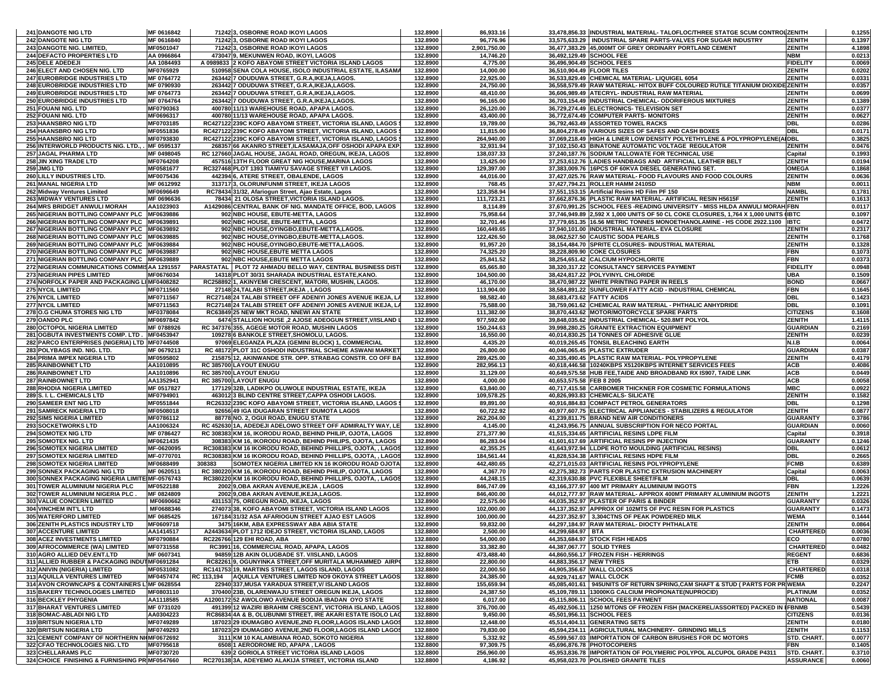| | | | | | | | | | |
|---|---|---|---|---|---|---|---|---|---|
| 241 | DANGOTE NIG LTD | MF 0616842 | 71242 | 3, OSBORNE ROAD IKOYI LAGOS | 132.8900 | 86,933.16 | 33,478,856.33 | INDUSTRIAL MATERIAL- TALOFLOC/THREE STATGE SCUM CONTROL | ZENITH | 0.1255 |
| 242 | DANGOTE NIG LTD | MF 0616840 | 71242 | 3, OSBORNE ROAD IKOYI LAGOS | 132.8900 | 96,776.96 | 33,575,633.29 | INDUSTRIAL SPARE PARTS-VALVES FOR SUGAR INDUSTRY | ZENITH | 0.1397 |
| 243 | DANGOTE NIG. LIMITED, | MF0501047 | 71242 | 3, OSBORNE ROAD IKOYI LAGOS | 132.8900 | 2,901,750.00 | 36,477,383.29 | 45,000MT OF GREY ORDINARY PORTLAND CEMENT | ZENITH | 4.1898 |
| 244 | DEFACTO PROPERTIES LTD | AA 0966864 | 473047 | 9, MEKUNWEN ROAD, IKOYI, LAGOS | 132.8900 | 14,746.20 | 36,492,129.49 | SCHOOL FEE | NBM | 0.0213 |
| 245 | DELE ADEDEJI | AA 1084493 | A 0989833 | 2 KOFO ABAYOMI STREET VICTORIA ISLAND LAGOS | 132.8900 | 4,775.00 | 36,496,904.49 | SCHOOL FEES | FIDELITY | 0.0069 |
| 246 | ELECT AND CHOSEN NIG. LTD | MF0765929 | 510958 | SENA COLA HOUSE, ISOLO INDUSTRIAL ESTATE, ILASAMA | 132.8900 | 14,000.00 | 36,510,904.49 | FLOOR TILES | ZENITH | 0.0202 |
| 247 | EUROBRIDGE INDUSTRIES LTD | MF 0764772 | 263442 | 7 ODUDUWA STREET, G.R.A,IKEJA,LAGOS. | 132.8900 | 22,925.00 | 36,533,829.49 | CHEMICAL MATERIAL- LIQUIGEL 6054 | ZENITH | 0.0331 |
| 248 | EUROBRIDGE INDUSTRIES LTD | MF 0790930 | 263442 | 7 ODUDUWA STREET, G.R.A,IKEJA,LAGOS. | 132.8900 | 24,750.00 | 36,558,579.49 | RAW MATERIAL- HITOX BUFF COLOURED RUTILE TITANIUM DIOXIDE | ZENITH | 0.0357 |
| 249 | EUROBRIDGE INDUSTRIES LTD | MF 0764773 | 263442 | 7 ODUDUWA STREET, G.R.A,IKEJA,LAGOS. | 132.8900 | 48,410.00 | 36,606,989.49 | ATECRYL- INDUSTRIAL RAW MATERIAL | ZENITH | 0.0699 |
| 250 | EUROBRIDGE INDUSTRIES LTD | MF 0764764 | 263442 | 7 ODUDUWA STREET, G.R.A,IKEJA,LAGOS. | 132.8900 | 96,165.00 | 36,703,154.49 | INDUSTRIAL CHEMICAL- ODORIFEROUS MIXTURES | ZENITH | 0.1389 |
| 251 | FOUANI NIG. LTD | MF0790363 | 400780 | 11/13 WAREHOUSE ROAD, APAPA LAGOS. | 132.8900 | 26,120.00 | 36,729,274.49 | ELECTRONICS- TELEVISION SET | ZENITH | 0.0377 |
| 252 | FOUANI NIG. LTD | MF0696317 | 400780 | 11/13 WAREHOUSE ROAD, APAPA LAGOS. | 132.8900 | 43,400.00 | 36,772,674.49 | COMPUTER PARTS- MONITORS | ZENITH | 0.0627 |
| 253 | HAANSBRO NIG LTD | MF0703185 | RC427122 | 239C KOFO ABAYOMI STREET, VICTORIA ISLAND, LAGOS | 132.8900 | 19,789.00 | 36,792,463.49 | ASSORTED TOWEL RACKS | DBL | 0.0286 |
| 254 | HAANSBRO NIG LTD | MF0551836 | RC427122 | 239C KOFO ABAYOMI STREET, VICTORIA ISLAND, LAGOS | 132.8900 | 11,815.00 | 36,804,278.49 | VARIOUS SIZES OF SAFES AND CASH BOXES | DBL | 0.0171 |
| 255 | HAANSBRO NIG LTD | MF0793830 | RC427122 | 239C KOFO ABAYOMI STREET, VICTORIA ISLAND, LAGOS | 132.8900 | 264,940.00 | 37,069,218.49 | HIGH & LINER LOW DENSITY POLYETHYLENE & POLYPROPYLENE(A | DBL | 0.3825 |
| 256 | INTERWORLD PRODUCTS NIG. LTD., | MF 0595137 | 268357 | 66 AKANRO STREET,ILASAMAJA,OFF OSHODI APAPA EXP | 132.8900 | 32,931.94 | 37,102,150.43 | BINATONE AUTOMATIC VOLTAGE REGULATOR | ZENITH | 0.0476 |
| 257 | JAGAL PHARMA LTD | MF 0498045 | RC 127660 | JAGAL HOUSE, JAGAL ROAD, OREGUN, IKEJA, LAGOS | 132.8900 | 138,037.33 | 37,240,187.76 | SODIUM TALLOWATE FOR TECHNICAL USE | Capital | 0.1993 |
| 258 | JIN XING TRADE LTD | MF0764208 | 457516 | 13TH FLOOR GREAT NIG HOUSE,MARINA LAGOS | 132.8900 | 13,425.00 | 37,253,612.76 | LADIES HANDBAGS AND ARTIFICIAL LEATHER BELT | ZENITH | 0.0194 |
| 259 | JMG LTD | MF0581677 | RC327468 | PLOT 1393 TIAMIYU SAVAGE STREET V/I LAGOS. | 132.8900 | 129,397.00 | 37,383,009.76 | 16PCS OF 60KVA DIESEL GENERATING SET. | OMEGA | 0.1868 |
| 260 | LILLY INDUSTRIES LTD. | MF0075436 | 442394 | 6, ATERE STREET, OBALENDE, LAGOS | 132.8900 | 44,016.00 | 37,427,025.76 | RAW MATERIAL- FOOD FLAVOURS AND FOOD COLOURS | ZENITH | 0.0636 |
| 261 | MANAL NIGERIA LTD | MF 0612992 | 313717 | 3, OLORUNFUNMI STREET, IKEJA LAGOS | 132.8900 | 768.45 | 37,427,794.21 | ROLLER HAMM 2410SD | NBM | 0.0011 |
| 262 | Midway Ventures Limited | MF0696649 | RC78434 | 31/32, Afariogun Street, Ajao Estate, Lagos | 132.8900 | 123,358.94 | 37,551,153.15 | Artificial Resins HD Film PF 150 | NAMBL | 0.1781 |
| 263 | MIDWAY VENTURES LTD | MF 0696636 | 78434 | 21 OLOSA STREET,VICTORIA ISLAND LAGOS. | 132.8900 | 111,723.21 | 37,662,876.36 | PLASTIC RAW MATERIAL- ARTIFICIAL RESIN H5615F | ZENITH | 0.1613 |
| 264 | MRS BRIDGET ANWULI MORAH | AA1023903 | A1429086 | CENTRAL BANK OF NIG. MANDATE OFFICE, BOD, LAGOS | 132.8900 | 8,114.89 | 37,670,991.25 | SCHOOL FEES -READING UNIVERSITY - MISS HILDA ANWULI MORAH | FBN | 0.0117 |
| 265 | NIGERIAN BOTTLING COMPANY PLC | MF0639886 | 902 | NBC HOUSE, EBUTE-METTA, LAGOS | 132.8900 | 75,958.64 | 37,746,949.89 | 2,592 X 1,000 UNITS OF 50 CL COKE CLOSURES, 1,764 X 1,000 UNITS ( | IBTC | 0.1097 |
| 266 | NIGERIAN BOTTLING COMPANY PLC | MF0639891 | 902 | NBC HOUSE, EBUTE-METTA, LAGOS | 132.8900 | 32,701.46 | 37,779,651.35 | 16.56 METRIC TONNES MONOETHANOLAMINE - HS CODE 2922.1100 | IBTC | 0.0472 |
| 267 | NIGERIAN BOTTLING COMPANY PLC | MF0639892 | 902 | NBC HOUSE,OYINGBO,EBUTE-METTA,LAGOS. | 132.8900 | 160,449.65 | 37,940,101.00 | INDUSTRIAL MATERIAL- EVA CLOSURE | ZENITH | 0.2317 |
| 268 | NIGERIAN BOTTLING COMPANY PLC | MF0639885 | 902 | NBC HOUSE,OYINGBO,EBUTE-METTA,LAGOS. | 132.8900 | 122,426.50 | 38,062,527.50 | CAUSTIC SODA PEARLS | ZENITH | 0.1768 |
| 269 | NIGERIAN BOTTLING COMPANY PLC | MF0639884 | 902 | NBC HOUSE,OYINGBO,EBUTE-METTA,LAGOS. | 132.8900 | 91,957.20 | 38,154,484.70 | SPRITE CLOSURES- INDUSTRIAL MATERIAL | ZENITH | 0.1328 |
| 270 | NIGERIAN BOTTLING COMPANY PLC | MF0639887 | 902 | NBC HOUSE,EBUTE METTA LAGOS | 132.8900 | 74,325.20 | 38,228,809.90 | COKE CLOSURES | FBN | 0.1073 |
| 271 | NIGERIAN BOTTLING COMPANY PLC | MF0639889 | 902 | NBC HOUSE,EBUTE METTA LAGOS | 132.8900 | 25,841.52 | 38,254,651.42 | CALCIUM HYPOCHLORITE | FBN | 0.0373 |
| 272 | NIGERIAN COMMUNICATIONS COMMIS | AA 1291557 | PARASTATAL | PLOT 72 AHMADU BELLO WAY, CENTRAL BUSINESS DIST | 132.8900 | 65,665.80 | 38,320,317.22 | CONSULTANCY SERVICES PAYMENT | FIDELITY | 0.0948 |
| 273 | NIGERIAN PIPES LIMITED | MF0676034 | 14318 | PLOT 30/31 SHARADA INDUSTRIAL ESTATE,KANO. | 132.8900 | 104,500.00 | 38,424,817.22 | POLYVINYL CHLORIDE | UBA | 0.1509 |
| 274 | NORFOLK PAPER AND PACKAGING L | MF0498282 | RC258892 | 1, AKINYEMI CRESCENT, MATORI, MUSHIN, LAGOS. | 132.8900 | 46,170.00 | 38,470,987.22 | WHITE PRINTING PAPER IN REELS | BOND | 0.0667 |
| 275 | NYCIL LIMITED | MF0711560 | 27148 | 24,TALABI STREET,IKEJA , LAGOS | 132.8900 | 113,904.00 | 38,584,891.22 | SUNFLOWER FATTY ACID - INDUSTRIAL CHEMICAL | FBN | 0.1645 |
| 276 | NYCIL LIMITED | MF0711567 | RC27148 | 24 TALABI STREET OFF ADENIYI JONES AVENUE IKEJA, L | 132.8900 | 98,582.40 | 38,683,473.62 | FATTY ACIDS | DBL | 0.1423 |
| 277 | NYCIL LIMITED | MF0711563 | RC27148 | 24 TALABI STREET OFF ADENIYI JONES AVENUE IKEJA, L | 132.8900 | 75,588.00 | 38,759,061.62 | CHEMICAL RAW MATERIAL - PHTHALIC ANHYDRIDE | DBL | 0.1091 |
| 278 | O.G CHUMA STORES NIG LTD | MF0378084 | RC63849 | 25 NEW MKT ROAD, NNEWI AN STATE | 132.8900 | 111,382.00 | 38,870,443.62 | MOTOR/MOTORCYCLE SPARE PARTS | CITIZENS | 0.1608 |
| 279 | OANDO PLC | MF0697842 | 6474 | STALLION HOUSE ,2 AJOSE ADEOGUN STREET,V/ISLAND | 132.8900 | 977,592.00 | 39,848,035.62 | INDUSTRIAL CHEMICAL- 520.8MT POLYOL | ZENITH | 1.4115 |
| 280 | OCTOPOL NIGERIA LIMITED | MF 0788926 | RC 347376 | 355, AGEGE MOTOR ROAD, MUSHIN LAGOS | 132.8900 | 150,244.63 | 39,998,280.25 | GRANITE EXTRACTION EQUIPMENT | GUARDIAN | 0.2169 |
| 281 | OGBUTA INVESTMENTS COMP. LTD . | MF0453947 | 109278 | 6 BANKOLE STREET,SHOMOLU, LAGOS. | 132.8900 | 16,550.00 | 40,014,830.25 | 14 TONNES OF ADHESIVE GLUE | ZENITH | 0.0239 |
| 282 | PARCO ENTERPRISES (NIGERIA) LTD | MF0744508 | 97069 | ELEGANZA PLAZA (GEMINI BLOCK) 1, COMMERCIAL | 132.8900 | 4,435.20 | 40,019,265.45 | TONSIL BLEACHING EARTH | N.I.B | 0.0064 |
| 283 | POLYBAGS IND. NIG. LTD. | MF 0679213 | RC 48172 | PLOT 31C OSHODI INDUSTRIAL SCHEME ASWANI MARKET | 132.8900 | 26,800.00 | 40,046,065.45 | PLASTIC EXTRUDER | GUARDIAN | 0.0387 |
| 284 | PRIMA IMPEX NIGERIA LTD | MF0595802 | 215875 | 12, AKINWANDE STR. OPP. STRABAG CONSTR. CO OFF BA | 132.8900 | 289,425.00 | 40,335,490.45 | PLASTIC RAW MATERIAL- POLYPROPYLENE | ZENITH | 0.4179 |
| 285 | RAINBOWNET LTD | AA1010895 | RC 385700 | LAYOUT ENUGU | 132.8900 | 282,956.13 | 40,618,446.58 | 10240KBPS X5120KBPS INTERNET SERVICES FEES | ACB | 0.4086 |
| 286 | RAINBOWNET LTD | AA1010896 | RC 385700 | LAYOUT ENUGU | 132.8900 | 31,129.00 | 40,649,575.58 | HUB FEE,TAIDE AND BROADBAND RX IS907, TAIDE LINK | ACB | 0.0449 |
| 287 | RAINBOWNET LTD | AA1352941 | RC 385700 | LAYOUT ENUGU | 132.8900 | 4,000.00 | 40,653,575.58 | FEB 8 2005 | ACB | 0.0058 |
| 288 | RHODIA NIGERIA LIMITED | MF 0517827 | 177129 | 32B, LADIKPO OLUWOLE INDUSTRIAL ESTATE, IKEJA | 132.8900 | 63,840.00 | 40,717,415.58 | CARBOMER THICKNER FOR COSMETIC FORMULATIONS | MBC | 0.0922 |
| 289 | S. I. L. CHEMICALS LTD | MF0794901 | 463012 | 3 BLIND CENTRE STREET,CAPPA OSHODI LAGOS. | 132.8900 | 109,578.25 | 40,826,993.83 | CHEMICALS- SILICATE | ZENITH | 0.1582 |
| 290 | SAMEER ENT NIG LTD | MF0551844 | RC26332 | 239C KOFO ABAYOMI STREET, VICTORIA ISLAND, LAGOS | 132.8900 | 89,891.00 | 40,916,884.83 | COMPACT PETROL GENERATORS | DBL | 0.1298 |
| 291 | SAMRECK NIGERIA LTD | MF0508018 | 92656 | 49 IGA IDUGARAN STREET IDUMOTA LAGOS | 132.8900 | 60,722.92 | 40,977,607.75 | ELECTRICAL APPLIANCES - STABILIZERS & REGULATOR | ZENITH | 0.0877 |
| 292 | SIMS NIGERIA LIMITED | MF0786112 | 88778 | NO. 2, OGUI ROAD, ENUGU STATE | 132.8900 | 262,204.00 | 41,239,811.75 | BRAND NEW AIR CONDITIONERS | GUARANTY | 0.3786 |
| 293 | SOCKETWORKS LTD | AA1006324 | RC 452630 | 1A, ADEDEJI ADELOWO STREET OFF ADMIRALTY WAY, LE | 132.8900 | 4,145.00 | 41,243,956.75 | ANNUAL SUBSCRIPTION FOR NECO PORTAL | GUARDIAN | 0.0060 |
| 294 | SOMOTEX NIG LTD | MF 0786427 | RC 308383 | KM 16, IKORODU ROAD, BEHIND PHILIP, OJOTA, LAGOS | 132.8900 | 271,377.90 | 41,515,334.65 | ARTIFICIAL RESINS LDPE FILM | Capital | 0.3918 |
| 295 | SOMOTEX NIG. LTD | MF0621435 | 308383 | KM 16, IKORODU ROAD, BEHIND PHILIPS, OJOTA, LAGOS | 132.8900 | 86,283.04 | 41,601,617.69 | ARTIFICIAL RESINS PP INJECTION | GUARANTY | 0.1246 |
| 296 | SOMOTEX NIGERIA LIMITED | MF-0620095 | RC308383 | KM 16 IKORODU ROAD, BEHIND PHILLIPS, OJOTA, , LAGOS | 132.8900 | 42,355.25 | 41,643,972.94 | LLDPE ROTO MOULDING (ARTIFICIAL RESINS) | DBL | 0.0612 |
| 297 | SOMOTEX NIGERIA LIMITED | MF-0770701 | RC308383 | KM 16 IKORODU ROAD, BEHIND PHILLIPS, OJOTA, , LAGOS | 132.8900 | 184,561.44 | 41,828,534.38 | ARTIFICIAL RESINS HDPE FILM | DBL | 0.2665 |
| 298 | SOMOTEX NIGERIA LIMITED | MF0688499 | 308383 | SOMOTEX NIGERIA LIMITED KN 16 IKORODU ROAD OJOTA | 132.8900 | 442,480.65 | 42,271,015.03 | ARTIFICIAL RESINS POLYPROPYLENE | FCMB | 0.6389 |
| 299 | SONNEX PACKAGING NIG LTD | MF 0620511 | RC 380220 | KM 16, IKORODU ROAD, BEHIND PHILIP, OJOTA, LAGOS | 132.8900 | 4,367.70 | 42,275,382.73 | PARTS FOR PLASTIC EXTRUSION MACHINERY | Capital | 0.0063 |
| 300 | SONNEX PACKAGING NIGERIA LIMITE | MF-0576743 | RC380220 | KM 16 IKORODU ROAD, BEHIND PHILLIPS, OJOTA, , LAGOS | 132.8900 | 44,248.15 | 42,319,630.88 | PVC FLEXIBLE SHEET/FILM | DBL | 0.0639 |
| 301 | TOWER ALUMINIUM NIGERIA PLC | MF0522188 | 2002 | 9,OBA AKRAN AVENUE,IKEJA , LAGOS | 132.8900 | 846,747.09 | 43,166,377.97 | 400 MT PRIMARY ALUMINIUM INGOTS | FBN | 1.2226 |
| 302 | TOWER ALUMINIUM NIGERIA PLC . | MF 0824809 | 2002 | 9,OBA AKRAN AVENUE,IKEJA,LAGOS. | 132.8900 | 846,400.00 | 44,012,777.97 | RAW MATERIAL- APPROX 400MT PRIMARY ALUMINIUM INGOTS | ZENITH | 1.2221 |
| 303 | VALUE CONCERN LIMITED | MF0690662 | 431153 | 75, OREGUN ROAD, IKEJA, LAGOS | 132.8900 | 22,575.00 | 44,035,352.97 | PLASTER OF PARIS & BINDER | GUARANTY | 0.0326 |
| 304 | VINCHEM INT'L LTD | MF0688346 | 274073 | 38, KOFO ABAYOMI STREET, VICTORIA ISLAND LAGOS | 132.8900 | 102,000.00 | 44,137,352.97 | APPROX OF 102MTS OF PVC RESIN FOR PLASTICS | GUARANTY | 0.1473 |
| 305 | WATERFORD LIMITED | MF 0685425 | 167184 | 31/32 ASA AFARIOGUN STREET AJAO EST LAGOS | 132.8900 | 100,000.00 | 44,237,352.97 | 3,304CTNS OF PEAK POWDERED MILK | WEMA | 0.1444 |
| 306 | ZENITH PLASTICS INDUSTRY LTD | MF0609718 | 3475 | 16KM, ABA EXPRESSWAY ABA ABIA STATE | 132.8900 | 59,832.00 | 44,297,184.97 | RAW MATERIAL- DIOCTY PHTHALATE | ZENITH | 0.0864 |
| 307 | ACCENTURE LIMITED | AA1414517 | A2443634 | PLOT 1712 IDEJO STREET, VICTORIA ISLAND, LAGOS | 132.8800 | 2,500.00 | 44,299,684.97 | BTA | CHARTERED | 0.0036 |
| 308 | ACEZ INVESTMENTS LIMITED | MF0790884 | RC226766 | 129 EHI ROAD, ABA | 132.8800 | 54,000.00 | 44,353,684.97 | STOCK FISH HEADS | ECO | 0.0780 |
| 309 | AFROCOMMERCE (WA) LIMITED | MF0731558 | RC3991 | 16, COMMERCIAL ROAD, APAPA, LAGOS | 132.8800 | 33,382.80 | 44,387,067.77 | SOLID TYRES | CHARTERED | 0.0482 |
| 310 | AGRO ALLIED DEV.ENT.LTD | MF 0607341 | 94859 | 12B AKIN OLUGBADE ST. V/ISLAND, LAGOS | 132.8800 | 473,488.40 | 44,860,556.17 | FROZEN FISH - HERRINGS | REGENT | 0.6836 |
| 311 | ALLIED RUBBER & PACKAGING INDUT | MF0691284 | RC82261 | 9, OGUNYINKA STREET,OFF MURITALA MUHAMMED AIRP | 132.8800 | 22,800.00 | 44,883,356.17 | NEW TYRES | ETB | 0.0329 |
| 312 | ANIVIN (NIGERIA) LIMITED | MF0531082 | RC141753 | 19, MARTINS STREET, LAGOS ISLAND, LAGOS | 132.8800 | 22,000.50 | 44,905,356.67 | WALL CLOCKS | CHARTERED | 0.0318 |
| 313 | AQUILLA VENTURES LIMITED | MF0457474 | RC 113,194 | AQUILLA VENTURES LIMITED NO9 OKOYA STREET LAGOS | 132.8800 | 24,385.00 | 44,929,741.67 | WALL CLOCK | FCMB | 0.0352 |
| 314 | AVON CROWNCAPS & CONTAINERS L | MF 0628554 | 22940 | 337,MUSA YARADUA STREET,V/ ISLAND LAGOS | 132.8800 | 155,659.94 | 45,085,401.61 | 945UNITS OF RETURN SPRING,CAM SHAFT & STUD ( PARTS FOR PR | WEMA | 0.2247 |
| 315 | BAKERY TECHNOLOGIES LIMITED | MF0803110 | 370400 | 23B, OLARENWAJU STREET OREGUN IKEJA, LAGOS | 132.8800 | 24,387.50 | 45,109,789.11 | 13000KG CALCIUM PROPIONATE(NUPROCID) | PLATINUM | 0.0352 |
| 316 | BECKLEY PHYGENIA | AA1118585 | A1200172 | 52 AWOLOWO AVENUE BODIJA IBADAN OYO STATE | 132.8800 | 6,017.00 | 45,115,806.11 | SCHOOL FEES PAYMENT | NATIONAL | 0.0087 |
| 317 | BHARAT VENTURES LIMITED | MF 0731020 | 491399 | 12 WAZIRI IBRAHIM CRESCENT, VICTORIA ISLAND, LAGOS | 132.8800 | 376,700.00 | 45,492,506.11 | 1250 M/TONS OF FROZEN FISH (MACKEREL/ASSORTED) PACKED IN | FBNMB | 0.5439 |
| 318 | BOMAC-ABLADI NIG LTD | AA0304223 | RC86824 | 4A & B, OLUBUNMI STREET, IRE AKARI ESTATE ISOLO LAG | 132.8800 | 9,450.00 | 45,501,956.11 | SCHOOL FEES | CITIZENS | 0.0136 |
| 319 | BRITSUN NIGERIA LTD | MF0749289 | 187023 | 29 IDUMAGBO AVENUE,2ND FLOOR,LAGOS ISLAND LAGOS | 132.8800 | 12,448.00 | 45,514,404.11 | GENERATING SETS | ZENITH | 0.0180 |
| 320 | BRITSUN NIGERIA LTD | MF0749293 | 187023 | 29 IDUMAGBO AVENUE,2ND FLOOR,LAGOS ISLAND LAGOS | 132.8800 | 79,830.00 | 45,594,234.11 | AGRICULTURAL MACHINERY- GRINDING MILLS | ZENITH | 0.1153 |
| 321 | CEMENT COMPANY OF NORTHERN NI | MF0672692 | 3111 | KM 10 KALAMBIANA ROAD, SOKOTO NIGERIA | 132.8800 | 5,332.92 | 45,599,567.03 | IMPORTATION OF CARBON BRUSHES FOR DC MOTORS | STD. CHART. | 0.0077 |
| 322 | CFAO TECHNOLOGIES NIG. LTD | MF0795618 | 6508 | 1 AERODROME RD, APAPA , LAGOS | 132.8800 | 97,309.75 | 45,696,876.78 | PHOTOCOPIERS | FBN | 0.1405 |
| 323 | CHELLARAMS PLC | MF0730720 | 639 | 2 GORIOLA STREET VICTORIA ISLAND LAGOS | 132.8800 | 256,960.00 | 45,953,836.78 | IMPORTATION OF POLYMERIC POLYOL ALCUPOL GRADE P4311 | STD. CHART. | 0.3710 |
| 324 | CHOICE FINISHING & FURNISHING PR | MF0547660 | RC270138 | 3A, ADEYEMO ALAKIJA STREET, VICTORIA ISLAND | 132.8800 | 4,186.92 | 45,958,023.70 | POLISHED GRANITE TILES | ASSURANCE | 0.0060 |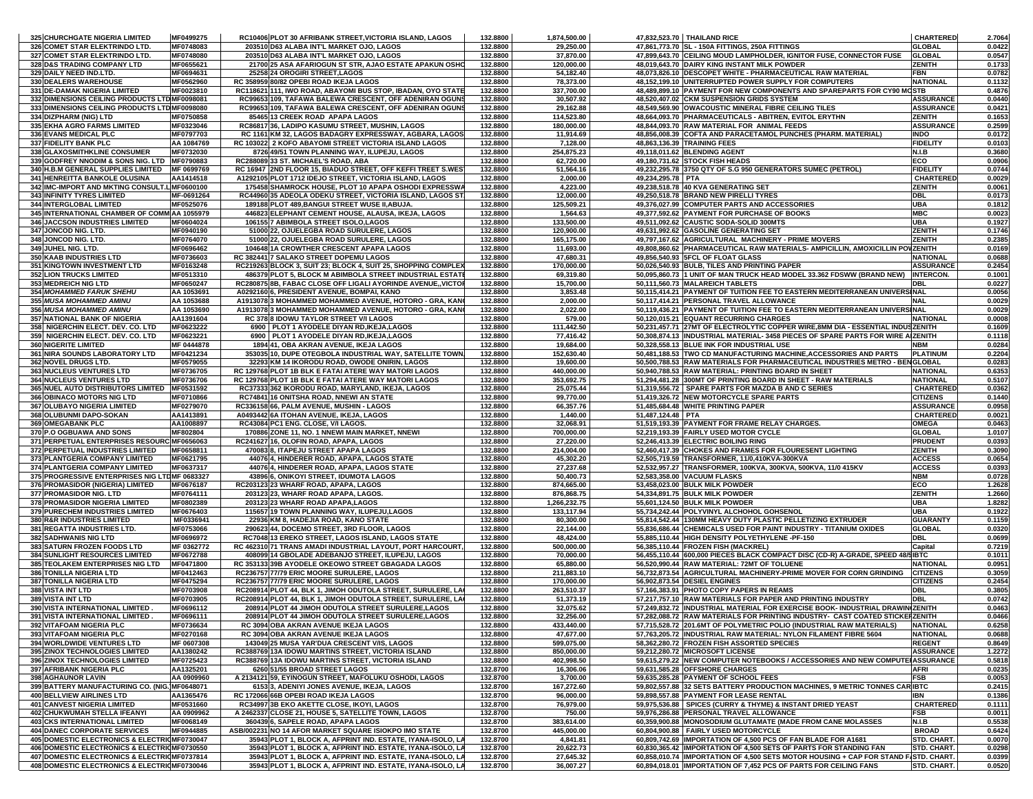| | | | | | | | | | |
|---|---|---|---|---|---|---|---|---|---|
| 325 | CHURCHGATE NIGERIA LIMITED | MF0499275 | RC10406 PLOT 30 AFRIBANK STREET,VICTORIA ISLAND, LAGOS | 132.8800 | 1,874,500.00 | 47,832,523.70 | THAILAND RICE | CHARTERED | 2.7064 |
| 326 | COMET STAR ELEKTRINDO LTD. | MF0748083 | 203510 D63 ALABA INT'L MARKET OJO, LAGOS | 132.8800 | 29,250.00 | 47,861,773.70 | SL - 150A FITTINGS, 250A FITTINGS | GLOBAL | 0.0422 |
| 327 | COMET STAR ELEKTRINDO LTD. | MF0748080 | 203510 D63 ALABA INT'L MARKET OJO, LAGOS | 132.8800 | 37,870.00 | 47,899,643.70 | CEILING MOUD LAMPHOLDER, IGNITOR FUSE, CONNECTOR FUSE | GLOBAL | 0.0547 |
| 328 | D&S TRADING COMPANY LTD | MF0655621 | 21700 25 ASA AFARIOGUN ST STR, AJAO ESTATE APAKUN OSHO | 132.8800 | 120,000.00 | 48,019,643.70 | DAIRY KING INSTANT MILK POWDER | ZENITH | 0.1733 |
| 329 | DAILY NEED IND.LTD. | MF0694631 | 25258 24 OROGIRI STREET,LAGOS | 132.8800 | 54,182.40 | 48,073,826.10 | DESCOPET WHITE - PHARMACEUTICAL RAW MATERIAL | FBN | 0.0782 |
| 330 | DEALERS WAREHOUSE | MF0562960 | RC 358959 80/82 OPEBI ROAD IKEJA LAGOS | 132.8800 | 78,373.00 | 48,152,199.10 | UNITERRUPTED POWER SUPPLY FOR COMPUTERS | NATIONAL | 0.1132 |
| 331 | DE-DAMAK NIGERIA LIMITED | MF0023810 | RC118621 111, IWO ROAD, ABAYOMI BUS STOP, IBADAN, OYO STATE | 132.8800 | 337,700.00 | 48,489,899.10 | PAYMENT FOR NEW COMPONENTS AND SPAREPARTS FOR CY90 MC | STB | 0.4876 |
| 332 | DIMENSIONS CEILING PRODUCTS LTD | MF0098081 | RC99653 109, TAFAWA BALEWA CRESCENT, OFF ADENIRAN OGUNS | 132.8800 | 30,507.92 | 48,520,407.02 | CKM SUSPENSION GRIDS SYSTEM | ASSURANCE | 0.0440 |
| 333 | DIMENSIONS CEILING PRODUCTS LTD | MF0098080 | RC99653 109, TAFAWA BALEWA CRESCENT, OFF ADENIRAN OGUNS | 132.8800 | 29,162.88 | 48,549,569.90 | OWACOUSTIC MINERAL FIBRE CEILING TILES | ASSURANCE | 0.0421 |
| 334 | DIZPHARM (NIG) LTD | MF0750858 | 85465 13 CREEK ROAD APAPA LAGOS | 132.8800 | 114,523.80 | 48,664,093.70 | PHARMACEUTICALS - ABITREN, EVITOL ERYTHN | ZENITH | 0.1653 |
| 335 | EKHA AGRO FARMS LIMITED | MF0323046 | RC86817 36, LADIPO KASUMU STREET, MUSHIN, LAGOS | 132.8800 | 180,000.00 | 48,844,093.70 | RAW MATERIAL FOR ANIMAL FEEDS | ASSURANCE | 0.2599 |
| 336 | EVANS MEDICAL PLC | MF0797703 | RC 1161 KM 32, LAGOS BADAGRY EXPRESSWAY, AGBARA, LAGOS | 132.8800 | 11,914.69 | 48,856,008.39 | COFTA AND PARACETAMOL PUNCHES (PHARM. MATERIAL) | INDO | 0.0172 |
| 337 | FIDELITY BANK PLC | AA 1084769 | RC 103022 2 KOFO ABAYOMI STREET VICTORIA ISLAND LAGOS | 132.8800 | 7,128.00 | 48,863,136.39 | TRAINING FEES | FIDELITY | 0.0103 |
| 338 | GLAXOSMITHKLINE CONSUMER | MF0732030 | 8726 49/51 TOWN PLANNING WAY, ILUPEJU, LAGOS | 132.8800 | 254,875.23 | 49,118,011.62 | BLENDING AGENT | N.I.B | 0.3680 |
| 339 | GODFREY NNODIM & SONS NIG. LTD | MF0790883 | RC288089 33 ST. MICHAEL'S ROAD, ABA | 132.8800 | 62,720.00 | 49,180,731.62 | STOCK FISH HEADS | ECO | 0.0906 |
| 340 | H.B.M GENERAL SUPPLIES LIMITED | MF 0699769 | RC 16947 2ND FLOOR 15, BIADUO STREET, OFF KEFFI TREET S.WES | 132.8800 | 51,564.16 | 49,232,295.78 | 3750 QTY OF S.G 950 GENERATORS SUMEC (PETROL) | FIDELITY | 0.0744 |
| 341 | HENREITTA BANKOLE OLUSINA | AA1414518 | A1292105 PLOT 1712 IDEJO STREET, VICTORIA ISLAND, LAGOS | 132.8800 | 2,000.00 | 49,234,295.78 | PTA | CHARTERED | 0.0029 |
| 342 | IMC-IMPORT AND MKTING CONSULT.L | MF0600100 | 175458 SHAMROCK HOUSE, PLOT 10 APAPA OSHODI EXPRESSWA | 132.8800 | 4,223.00 | 49,238,518.78 | 40 KVA GENERATING SET | ZENITH | 0.0061 |
| 343 | INFINITY TYRES LIMITED | MF-0691264 | RC44960 35 ADEOLA ODEKU STREET, VICTORIA ISLAND, LAGOS ST | 132.8800 | 12,000.00 | 49,250,518.78 | BRAND NEW PIRELLI TYRES | DBL | 0.0173 |
| 344 | INTERGLOBAL LIMITED | MF0525076 | 189188 PLOT 489,BANGUI STREET WUSE II,ABUJA. | 132.8800 | 125,509.21 | 49,376,027.99 | COMPUTER PARTS AND ACCESSORIES | UBA | 0.1812 |
| 345 | INTERNATIONAL CHAMBER OF COMM | AA 1055979 | 446823 ELEPHANT CEMENT HOUSE, ALAUSA, IKEJA, LAGOS | 132.8800 | 1,564.63 | 49,377,592.62 | PAYMENT FOR PURCHASE OF BOOKS | MBC | 0.0023 |
| 346 | JACCSON INDUSTRIES LIMITED | MF0604024 | 106155 7 ABIMBOLA STREET ISOLO,LAGOS | 132.8800 | 133,500.00 | 49,511,092.62 | CAUSTIC SODA-SOLID 300MTS | UBA | 0.1927 |
| 347 | JONCOD NIG. LTD. | MF0640190 | 51000 22, OJUELEGBA ROAD SURULERE, LAGOS | 132.8800 | 120,900.00 | 49,631,992.62 | GASOLINE GENERATING SET | ZENITH | 0.1746 |
| 348 | JONCOD NIG. LTD. | MF0764070 | 51000 22, OJUELEGBA ROAD SURULERE, LAGOS | 132.8800 | 165,175.00 | 49,797,167.62 | AGRICULTURAL MACHINERY - PRIME MOVERS | ZENITH | 0.2385 |
| 349 | JUHEL NIG. LTD. | MF0696462 | 104648 1A CROWTHER CRESCENT APAPA LAGOS | 132.8800 | 11,693.00 | 49,808,860.62 | PHARMACEUTICAL RAW MATERIALS- AMPICILLIN, AMOXICILLIN POV | ZENITH | 0.0169 |
| 350 | KAAB INDUSTRIES LTD | MF0736603 | RC 382441 7 SALAKO STREET DOPEMU LAGOS | 132.8800 | 47,680.31 | 49,856,540.93 | 5FCL OF FLOAT GLASS | NATIONAL | 0.0688 |
| 351 | KINGTOWN INVESTMENT LTD | MF0163248 | RC219263 BLOCK 3, SUIT 23; BLOCK 4, SUIT 25, SHOPPING COMPLEX | 132.8800 | 170,000.00 | 50,026,540.93 | BULB, TILES AND PRINTING PAPER | ASSURANCE | 0.2454 |
| 352 | LION TRUCKS LIMITED | MF0513310 | 486379 PLOT 5, BLOCK M ABIMBOLA STREET INDUSTRIAL ESTATE | 132.8800 | 69,319.80 | 50,095,860.73 | 1 UNIT OF MAN TRUCK HEAD MODEL 33.362 FDSWW (BRAND NEW) | INTERCON. | 0.1001 |
| 353 | MEDREICH NIG LTD | MF0650247 | RC280875 8B, FABAC CLOSE OFF LIGALI AYORINDE AVENUE,,VICTOR | 132.8800 | 15,700.00 | 50,111,560.73 | MALAREICH TABLETS | DBL | 0.0227 |
| 354 | *MOHAMMED FARUK SHEHU* | AA 1053691 | A0292160 6, PRESIDENT AVENUE, BOMPAI, KANO | 132.8800 | 3,853.48 | 50,115,414.21 | PAYMENT OF TUITION FEE TO EASTERN MEDITERRANEAN UNIVERSI | NAL | 0.0056 |
| 355 | *MUSA MOHAMMED AMINU* | AA 1053688 | A1913078 3 MOHAMMED MOHAMMED AVENUE, HOTORO - GRA, KANO | 132.8800 | 2,000.00 | 50,117,414.21 | PERSONAL TRAVEL ALLOWANCE | NAL | 0.0029 |
| 356 | *MUSA MOHAMMED AMINU* | AA 1053690 | A1913078 3 MOHAMMED MOHAMMED AVENUE, HOTORO - GRA, KANO | 132.8800 | 2,022.00 | 50,119,436.21 | PAYMENT OF TUITION FEE TO EASTERN MEDITERRANEAN UNIVERSI | NAL | 0.0029 |
| 357 | NATIONAL BANK OF NIGERIA | AA1391604 | RC 378 8 IDOWU TAYLOR STREET V/I LAGOS | 132.8800 | 579.00 | 50,120,015.21 | EQUANT RECURRING CHARGES | NATIONAL | 0.0008 |
| 358 | NIGERCHIN ELECT. DEV. CO. LTD | MF0623222 | 6900 PLOT 1 AYODELE DIYAN RD,IKEJA,LAGOS | 132.8800 | 111,442.50 | 50,231,457.71 | 27MT OF ELECTROLYTIC COPPER WIRE,8MM DIA - ESSENTIAL INDUS | ZENITH | 0.1609 |
| 359 | NIGERCHIN ELECT. DEV. CO. LTD | MF0623221 | 6900 PLOT 1 AYODELE DIYAN RD,IKEJA,LAGOS | 132.8800 | 77,416.42 | 50,308,874.13 | INDUSTRIAL MATERIAL- 3458 PIECES OF SPARE PARTS FOR WIRE A | ZENITH | 0.1118 |
| 360 | NIGERITE LIMITED | MF 0444878 | 1894 41, OBA AKRAN AVENUE, IKEJA LAGOS | 132.8800 | 19,684.00 | 50,328,558.13 | BLUE INK FOR INDUSTRIAL USE | NBM | 0.0284 |
| 361 | NIRA SOUNDS LABORATORY LTD | MF0421234 | 353035 10, DUPE OTEGBOLA INDUSTRIAL WAY, SATELLITE TOWN, | 132.8800 | 152,630.40 | 50,481,188.53 | TWO CD MANUFACTURING MACHINE,ACCESSORIES AND PARTS | PLATINUM | 0.2204 |
| 362 | NOVEL DRUGS LTD. | MF0579055 | 32293 KM 14 IKORODU ROAD, OWODE ONIRIN, LAGOS | 132.8800 | 19,600.00 | 50,500,788.53 | RAW MATERIALS FOR PHARMACEUTICAL INDUSTRIES METRO - BEN | GLOBAL | 0.0283 |
| 363 | NUCLEUS VENTURES LTD | MF0736705 | RC 129768 PLOT 1B BLK E FATAI ATERE WAY MATORI LAGOS | 132.8800 | 440,000.00 | 50,940,788.53 | RAW MATERIAL: PRINTING BOARD IN SHEET | NATIONAL | 0.6353 |
| 364 | NUCLEUS VENTURES LTD | MF0736706 | RC 129768 PLOT 1B BLK E FATAI ATERE WAY MATORI LAGOS | 132.8800 | 353,692.75 | 51,294,481.28 | 300MT OF PRINTING BOARD IN SHEET - RAW MATERIALS | NATIONAL | 0.5107 |
| 365 | NUEL AUTO DISTRIBUTORS LIMITED | MF0531592 | RC37333 362 IKORODU ROAD, MARYLAND, IKEJA, LAGOS | 132.8800 | 25,075.44 | 51,319,556.72 | SPARE PARTS FOR MAZDA B AND C SERIES | CHARTERED | 0.0362 |
| 366 | OBINACO MOTORS NIG LTD | MF0710866 | RC74841 16 ONITSHA ROAD, NNEWI AN STATE | 132.8800 | 99,770.00 | 51,419,326.72 | NEW MOTORCYCLE SPARE PARTS | CITIZENS | 0.1440 |
| 367 | OLUBAYO NIGERIA LIMITED | MF0279070 | RC336158 66, PALM AVENUE, MUSHIN - LAGOS | 132.8800 | 66,357.76 | 51,485,684.48 | WHITE PRINTING PAPER | ASSURANCE | 0.0958 |
| 368 | OLUBUNMI DAPO-SOKAN | AA1413891 | A0493442 6A ITOHAN AVENUE, IKEJA, LAGOS | 132.8800 | 1,440.00 | 51,487,124.48 | PTA | CHARTERED | 0.0021 |
| 369 | OMEGABANK PLC | AA1008897 | RC43084 PC1 ENG. CLOSE, V/I LAGOS. | 132.8800 | 32,068.91 | 51,519,193.39 | PAYMENT FOR FRAME RELAY CHARGES. | OMEGA | 0.0463 |
| 370 | P.O OGBUAWA AND SONS | MF802804 | 170886 ZONE 11, NO. 1 NNEWI MAIN MARKET, NNEWI | 132.8800 | 700,000.00 | 52,219,193.39 | FAIRLY USED MOTOR CYCLE | GLOBAL | 1.0107 |
| 371 | PERPETUAL ENTERPRISES RESOURC | MF0656063 | RC241627 16, OLOFIN ROAD, APAPA, LAGOS | 132.8800 | 27,220.00 | 52,246,413.39 | ELECTRIC BOILING RING | PRUDENT | 0.0393 |
| 372 | PERPETUAL INDUSTRIES LIMITED | MF0658811 | 470083 8, ITAPEJU STREET APAPA LAGOS | 132.8800 | 214,004.00 | 52,460,417.39 | CHOKES AND FRAMES FOR FLOURESENT LIGHTING | ZENITH | 0.3090 |
| 373 | PLANTGERIA COMPANY LIMITED | MF0621795 | 44076 4, HINDERER ROAD, APAPA, LAGOS STATE | 132.8800 | 45,302.20 | 52,505,719.59 | TRANSFORMER, 11/0,410KVA-300KVA | ACCESS | 0.0654 |
| 374 | PLANTGERIA COMPANY LIMITED | MF0637317 | 44076 4, HINDERER ROAD, APAPA, LAGOS STATE | 132.8800 | 27,237.68 | 52,532,957.27 | TRANSFORMER, 100KVA, 300KVA, 500KVA, 11/0 415KV | ACCESS | 0.0393 |
| 375 | PROGRESSIVE ENTERPRISES NIG LTD | MF 0683327 | 43896 6, ONIKOYI STREET, IDUMOTA LAGOS | 132.8800 | 50,400.73 | 52,583,358.00 | VACUUM FLASKS | NBM | 0.0728 |
| 376 | PROMASIDOR (NIGERIA) LIMITED | MF0676187 | RC203123 23 WHARF ROAD, APAPA, LAGOS | 132.8800 | 874,665.00 | 53,458,023.00 | BULK MILK POWDER | ECO | 1.2628 |
| 377 | PROMASIDOR NIG. LTD | MF0764111 | 203123 23, WHARF ROAD APAPA, LAGOS. | 132.8800 | 876,868.75 | 54,334,891.75 | BULK MILK POWDER | ZENITH | 1.2660 |
| 378 | PROMASIDOR NIGERIA LIMITED | MF0802389 | 203123 23 WHARF ROAD APAPA,LAGOS | 132.8800 | 1,266,232.75 | 55,601,124.50 | BULK MILK POWDER | UBA | 1.8282 |
| 379 | PURECHEM INDUSTRIES LIMITED | MF0676403 | 115657 19 TOWN PLANNING WAY, ILUPEJU,LAGOS | 132.8800 | 133,117.94 | 55,734,242.44 | POLYVINYL ALCHOHOL GOHSENOL | UBA | 0.1922 |
| 380 | R&R INDUSTRIES LIMITED | MF0336941 | 22936 KM 8, HADEJIA ROAD, KANO STATE | 132.8800 | 80,300.00 | 55,814,542.44 | 130MM HEAVY DUTY PLASTIC PELLETIZING EXTRUDER | GUARANTY | 0.1159 |
| 381 | REGATTA INDUSTRIES LTD. | MF0753066 | 290623 44, DOCEMO STREET, 3RD FLOOR, LAGOS | 132.8800 | 22,144.00 | 55,836,686.44 | CHEMICALS USED FOR PAINT INDUSTRY - TITANIUM OXIDES | GLOBAL | 0.0320 |
| 382 | SADHWANIS NIG LTD | MF0696972 | RC7048 13 EREKO STREET, LAGOS ISLAND, LAGOS STATE | 132.8800 | 48,424.00 | 55,885,110.44 | HIGH DENSITY POLYETHYLENE -PF-150 | DBL | 0.0699 |
| 383 | SATURN FROZEN FOODS LTD | MF 0362772 | RC 462310 71 TRANS AMADI INDUSTRIAL LAYOUT, PORT HARCOURT, | 132.8800 | 500,000.00 | 56,385,110.44 | FROZEN FISH (MACKREL) | Capital | 0.7219 |
| 384 | SUNLIGHT RESOURCES LIMITED | MF0672788 | 408099 14 GBOLADE ADEBANJO STREET, ILUPEJU, LAGOS | 132.8800 | 70,000.00 | 56,455,110.44 | 600,000 PIECES BLACK COMPACT DISC (CD-R) A-GRADE, SPEED 48/5 | IBTC | 0.1011 |
| 385 | TEOLAKEM ENTERPRISES NIG LTD | MF0471800 | RC 353133 39B AYODELE OKEOWO STREET GBAGADA LAGOS | 132.8800 | 65,880.00 | 56,520,990.44 | RAW MATERIAL: 72MT OF TOLUENE | NATIONAL | 0.0951 |
| 386 | TONILLA NIGERIA LTD | MF0412463 | RC236757 77/79 ERIC MOORE SURULERE, LAGOS | 132.8800 | 211,883.10 | 56,732,873.54 | AGRICULTURAL MACHINERY-PRIME MOVER FOR CORN GRINDING | CITIZENS | 0.3059 |
| 387 | TONILLA NIGERIA LTD | MF0475294 | RC236757 77/79 ERIC MOORE SURULERE, LAGOS | 132.8800 | 170,000.00 | 56,902,873.54 | DESIEL ENGINES | CITIZENS | 0.2454 |
| 388 | VISTA INT LTD | MF0703908 | RC208914 PLOT 44, BLK 1, JIMOH ODUTOLA STREET, SURULERE, LA | 132.8800 | 263,510.37 | 57,166,383.91 | PHOTO COPY PAPERS IN REAMS | DBL | 0.3805 |
| 389 | VISTA INT LTD | MF0703905 | RC208914 PLOT 44, BLK 1, JIMOH ODUTOLA STREET, SURULERE, LA | 132.8800 | 51,373.19 | 57,217,757.10 | RAW MATERIALS FOR PAPER AND PRINTING INDUSTRY | DBL | 0.0742 |
| 390 | VISTA INTERNATIONAL LIMITED . | MF0696112 | 208914 PLOT 44 JIMOH ODUTOLA STREET SURULERE,LAGOS | 132.8800 | 32,075.62 | 57,249,832.72 | INDUSTRIAL MATERIAL FOR EXERCISE BOOK- INDUSTRIAL DRAWIN | ZENITH | 0.0463 |
| 391 | VISTA INTERNATIONAL LIMITED . | MF0696111 | 208914 PLOT 44 JIMOH ODUTOLA STREET SURULERE,LAGOS | 132.8800 | 32,256.00 | 57,282,088.72 | RAW MATERIALS FOR PRINTING INDUSTRY- CAST COATED STICKER | ZENITH | 0.0466 |
| 392 | VITAFOAM NIGERIA PLC | MF0736634 | RC 3094 OBA AKRAN AVENUE IKEJA LAGOS | 132.8800 | 433,440.00 | 57,715,528.72 | 201.6MT OF POLYMETRIC POLIO (INDUSTRIAL RAW MATERIALS) | NATIONAL | 0.6258 |
| 393 | VITAFOAM NIGERIA PLC | MF0270168 | RC 3094 OBA AKRAN AVENUE IKEJA LAGOS | 132.8800 | 47,677.00 | 57,763,205.72 | INDUSTRIAL RAW MATERIAL: NYLON FILAMENT FIBRE 5604 | NATIONAL | 0.0688 |
| 394 | WORLDWIDE VENTURES LTD | MF 0607308 | 143049 25 MUSA YAR'DUA CRESCENT V/IS, LAGOS | 132.8800 | 599,075.00 | 58,362,280.72 | FROZEN FISH ASSORTED SPECIES | REGENT | 0.8649 |
| 395 | ZINOX TECHNOLOGIES LIMITED | AA1380242 | RC388769 13A IDOWU MARTINS STREET, VICTORIA ISLAND | 132.8800 | 850,000.00 | 59,212,280.72 | MICROSOFT LICENSE | ASSURANCE | 1.2272 |
| 396 | ZINOX TECHNOLOGIES LIMITED | MF0725423 | RC388769 13A IDOWU MARTINS STREET, VICTORIA ISLAND | 132.8800 | 402,998.50 | 59,615,279.22 | NEW COMPUTER NOTEBOOKS / ACCESSORIES AND NEW COMPUTE | ASSURANCE | 0.5818 |
| 397 | AFRIBANK NIGERIA PLC | AA1325201 | 6260 51/55 BROAD STREET LAGOS | 132.8700 | 16,306.06 | 59,631,585.28 | OFFSHORE CHARGES | AFRI | 0.0235 |
| 398 | AGHANOR LAVIN | AA 0909960 | A 2134121 59, EYINOGUN STREET, MAFOLUKU OSHODI, LAGOS | 132.8700 | 3,700.00 | 59,635,285.28 | PAYMENT OF SCHOOL FEES | FSB | 0.0053 |
| 399 | BATTERY MANUFACTURING CO. (NIG. | MF0648071 | 6153 3, ADENIYI JONES AVENUE, IKEJA, LAGOS | 132.8700 | 167,272.60 | 59,802,557.88 | 32 SETS BATTERY PRODUCTION MACHINES, 9 METRIC TONNES CAR | IBTC | 0.2415 |
| 400 | BELLVIEW AIRLINES LTD | AA1365476 | RC 172066 66B OPEBI ROAD IKEJA LAGOS | 132.8700 | 96,000.00 | 59,898,557.88 | PAYMENT FOR LEASE RENTAL | IBN | 0.1386 |
| 401 | CANVEST NIGERIA LIMITED | MF0531660 | RC34997 3B EKO AKETTE CLOSE, IKOYI, LAGOS | 132.8700 | 76,979.00 | 59,975,536.88 | SPICES (CURRY & THYME) & INSTANT DRIED YEAST | CHARTERED | 0.1111 |
| 402 | CHUKWUMAH STELLA IFEANYI | AA 0909962 | A 2462337 CLOSE 21, HOUSE 5, SATELLITE TOWN, LAGOS | 132.8700 | 750.00 | 59,976,286.88 | PERSONAL TRAVEL ALLOWANCE | FSB | 0.0011 |
| 403 | CKS INTERNATIONAL LIMITED | MF0068149 | 360439 6, SAPELE ROAD, APAPA LAGOS | 132.8700 | 383,614.00 | 60,359,900.88 | MONOSODIUM GLUTAMATE (MADE FROM CANE MOLASSES | N.I.B | 0.5538 |
| 404 | DANEC CORPORATE SERVICES | MF0944885 | ASB/002231 NO 14 AFOR MARKET SQUARE ISIOKPO IMO STATE | 132.8700 | 445,000.00 | 60,804,900.88 | FAIRLY USED MOTORCYCLE | BROAD | 0.6424 |
| 405 | DOMESTIC ELECTRONICS & ELECTRIC | MF0730047 | 35943 PLOT 1, BLOCK A, AFPRINT IND. ESTATE, IYANA-ISOLO, LA | 132.8700 | 4,841.81 | 60,809,742.69 | IMPORTATION OF 4,500 PCS OF FAN BLADE FOR A1681 | STD. CHART. | 0.0070 |
| 406 | DOMESTIC ELECTRONICS & ELECTRIC | MF0730550 | 35943 PLOT 1, BLOCK A, AFPRINT IND. ESTATE, IYANA-ISOLO, LA | 132.8700 | 20,622.73 | 60,830,365.42 | IMPORTATION OF 4,500 SETS OF PARTS FOR STANDING FAN | STD. CHART. | 0.0298 |
| 407 | DOMESTIC ELECTRONICS & ELECTRIC | MF0737814 | 35943 PLOT 1, BLOCK A, AFPRINT IND. ESTATE, IYANA-ISOLO, LA | 132.8700 | 27,645.32 | 60,858,010.74 | IMPORTATION OF 4,500 SETS MOTOR HOUSING + CAP FOR STAND F | STD. CHART. | 0.0399 |
| 408 | DOMESTIC ELECTRONICS & ELECTRIC | MF0730046 | 35943 PLOT 1, BLOCK A, AFPRINT IND. ESTATE, IYANA-ISOLO, LA | 132.8700 | 36,007.27 | 60,894,018.01 | IMPORTATION OF 7,452 PCS OF PARTS FOR CEILING FANS | STD. CHART. | 0.0520 |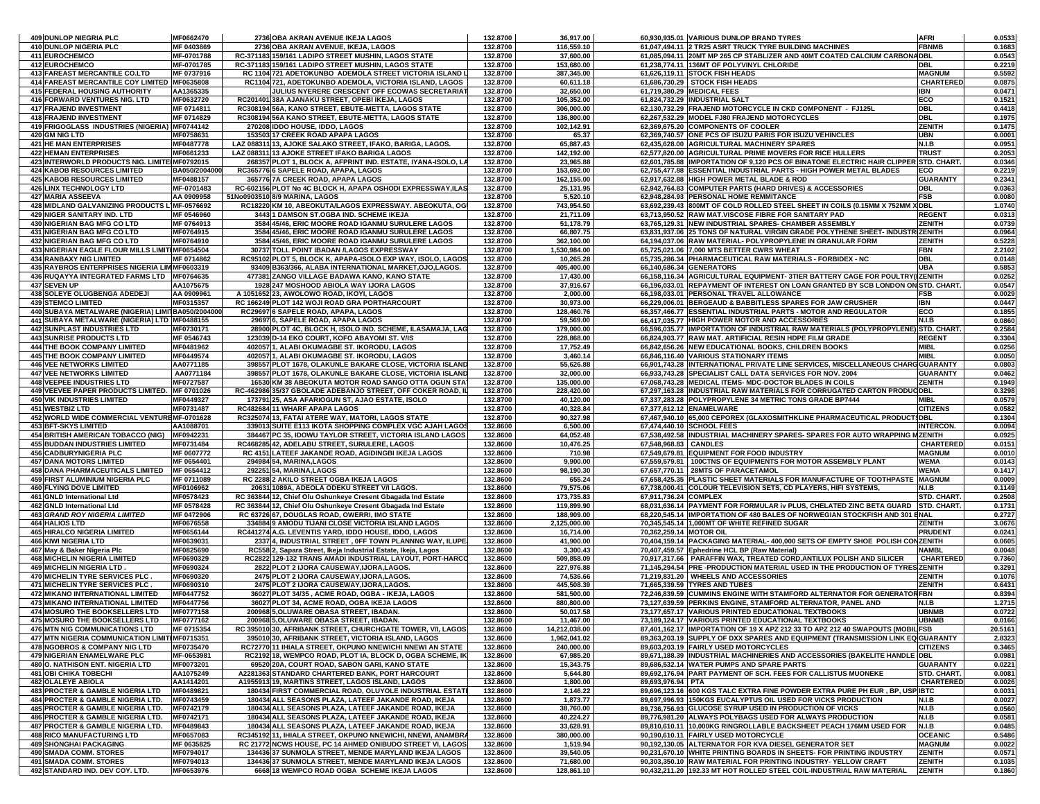| | | | | | | | | | |
|---|---|---|---|---|---|---|---|---|---|
| 409 | DUNLOP NIGERIA PLC | MF0662470 | 2736 OBA AKRAN AVENUE IKEJA LAGOS | 132.8700 | 36,917.00 | 60,930,935.01 | VARIOUS DUNLOP BRAND TYRES | AFRI | 0.0533 |
| 410 | DUNLOP NIGERIA PLC | MF 0403869 | 2736 OBA AKRAN AVENUE, IKEJA, LAGOS | 132.8700 | 116,559.10 | 61,047,494.11 | 2 TR25 ASRT TRUCK TYRE BUILDING MACHINES | FBNMB | 0.1683 |
| 411 | EUROCHEMCO | MF-0701788 | RC-371183 159/161 LADIPO STREET MUSHIN, LAGOS STATE | 132.8700 | 37,600.00 | 61,085,094.11 | 20MT MP 265 CP STABLIZER AND 40MT COATED CALCIUM CARBONA | DBL | 0.0543 |
| 412 | EUROCHEMCO | MF-0701785 | RC-371183 159/161 LADIPO STREET MUSHIN, LAGOS STATE | 132.8700 | 153,680.00 | 61,238,774.11 | 136MT OF POLYVINYL CHLORIDE | DBL | 0.2219 |
| 413 | FAREAST MERCANTILE CO.LTD | MF 0737916 | RC 1104 721 ADETOKUNBO ADEMOLA STREET VICTORIA ISLAND L | 132.8700 | 387,345.00 | 61,626,119.11 | STOCK FISH HEADS | MAGNUM | 0.5592 |
| 414 | FAREAST MERCANTILE COY LIMITED | MF0635808 | RC1104 721, ADETOKUNBO ADEMOLA, VICTORIA ISLAND, LAGOS | 132.8700 | 60,611.18 | 61,686,730.29 | STOCK FISH HEADS | CHARTERED | 0.0875 |
| 415 | FEDERAL HOUSING AUTHORITY | AA1365335 | JULIUS NYERERE CRESCENT OFF ECOWAS SECRETARIAT | 132.8700 | 32,650.00 | 61,719,380.29 | MEDICAL FEES | IBN | 0.0471 |
| 416 | FORWARD VENTURES NIG. LTD | MF0632720 | RC201401 38A AJANAKU STREET, OPEBI IKEJA, LAGOS | 132.8700 | 105,352.00 | 61,824,732.29 | INDUSTRIAL SALT | ECO | 0.1521 |
| 417 | FRAJEND INVESTMENT | MF 0714811 | RC308194 56A, KANO STREET, EBUTE-METTA, LAGOS STATE | 132.8700 | 306,000.00 | 62,130,732.29 | FRAJEND MOTORCYCLE IN CKD COMPONENT - FJ125L | DBL | 0.4418 |
| 418 | FRAJEND INVESTMENT | MF 0714829 | RC308194 56A KANO STREET, EBUTE-METTA, LAGOS STATE | 132.8700 | 136,800.00 | 62,267,532.29 | MODEL FJ80 FRAJEND MOTORCYCLES | DBL | 0.1975 |
| 419 | FRIGOGLASS INDUSTRIES (NIGERIA) | MF0744142 | 270208 IDDO HOUSE, IDDO, LAGOS | 132.8700 | 102,142.91 | 62,369,675.20 | COMPONENTS OF COOLER | ZENITH | 0.1475 |
| 420 | GM NIG LTD | MF0758631 | 153503 17 CREEK ROAD APAPA LAGOS | 132.8700 | 65.37 | 62,369,740.57 | ONE PCS OF ISUZU PARIS FOR ISUZU VEHINCLES | UBN | 0.0001 |
| 421 | HE MAN ENTERPRISES | MF0487778 | LAZ 088311 13, AJOKE SALAKO STREET, IFAKO, BARIGA, LAGOS. | 132.8700 | 65,887.43 | 62,435,628.00 | AGRICULTURAL MACHINERY SPARES | N.I.B | 0.0951 |
| 422 | HEMAN ENTERPRISES | MF0661233 | LAZ 088311 13 AJOKE STREET IFAKO BARIGA LAGOS | 132.8700 | 142,192.00 | 62,577,820.00 | AGRICULTURAL PRIME MOVERS FOR RICE HULLERS | TRUST | 0.2053 |
| 423 | INTERWORLD PRODUCTS NIG. LIMITE | MF0792015 | 268357 PLOT 1, BLOCK A, AFPRINT IND. ESTATE, IYANA-ISOLO, LA | 132.8700 | 23,965.88 | 62,601,785.88 | IMPORTATION OF 9,120 PCS OF BINATONE ELECTRIC HAIR CLIPPER | STD. CHART. | 0.0346 |
| 424 | KABOB RESOURCES LIMITED | BA050/2004000 | RC365776 6 SAPELE ROAD, APAPA, LAGOS | 132.8700 | 153,692.00 | 62,755,477.88 | ESSENTIAL INDUSTRIAL PARTS - HIGH POWER METAL BLADES | ECO | 0.2219 |
| 425 | KABOB RESOURCES LIMITED | MF0488157 | 365776 7A CREEK ROAD, APAPA LAGOS | 132.8700 | 162,155.00 | 62,917,632.88 | HIGH POWER METAL BLADE & ROD | GUARANTY | 0.2341 |
| 426 | LINX TECHNOLOGY LTD | MF-0701483 | RC-602156 PLOT No 4C BLOCK H, APAPA OSHODI EXPRESSWAY,ILAS | 132.8700 | 25,131.95 | 62,942,764.83 | COMPUTER PARTS (HARD DRIVES) & ACCESSORIES | DBL | 0.0363 |
| 427 | MARIA ASSEEVA | AA 0909958 | 51No0903510 8/9 MARINA, LAGOS | 132.8700 | 5,520.10 | 62,948,284.93 | PERSONAL HOME REMMITANCE | FSB | 0.0080 |
| 428 | MIDLAND GALVANIZING PRODUCTS L | MF-0576692 | RC18220 KM 10, ABEOKUTA/LAGOS EXPRESSWAY. ABEOKUTA, OG | 132.8700 | 743,954.50 | 63,692,239.43 | 800MT OF COLD ROLLED STEEL SHEET IN COILS (0.15MM X 752MM X | DBL | 1.0740 |
| 429 | NIGER SANITARY IND. LTD | MF 0546960 | 3443 1 DAMSON ST.OGBA IND. SCHEME IKEJA | 132.8700 | 21,711.09 | 63,713,950.52 | RAW MAT.VISCOSE FIBRE FOR SANITARY PAD | REGENT | 0.0313 |
| 430 | NIGERIAN BAG MFG CO LTD | MF0764913 | 3584 45/46, ERIC MOORE ROAD IGANMU SURULERE LAGOS | 132.8700 | 51,178.79 | 63,765,129.31 | NEW INDUSTRIAL SPARES- CHAMBER ASSEMBLY | ZENITH | 0.0739 |
| 431 | NIGERIAN BAG MFG CO LTD | MF0764915 | 3584 45/46, ERIC MOORE ROAD IGANMU SURULERE LAGOS | 132.8700 | 66,807.75 | 63,831,937.06 | 25 TONS OF NATURAL VIRGIN GRADE POLYTHENE SHEET- INDUSTRI | ZENITH | 0.0964 |
| 432 | NIGERIAN BAG MFG CO LTD | MF0764910 | 3584 45/46, ERIC MOORE ROAD IGANMU SURULERE LAGOS | 132.8700 | 362,100.00 | 64,194,037.06 | RAW MATERIAL- POLYPROPYLENE IN GRANULAR FORM | ZENITH | 0.5228 |
| 433 | NIGERIAN EAGLE FLOUR MILLS LIMIT | MF0654504 | 30737 TOLL POINT IBADAN /LAGOS EXPRESSWAY | 132.8700 | 1,530,984.00 | 65,725,021.06 | 7,000 MTS BETTER CWRS WHEAT | FBN | 2.2102 |
| 434 | RANBAXY NIG LIMITED | MF 0714862 | RC95102 PLOT 5, BLOCK K, APAPA-ISOLO EXP WAY, ISOLO, LAGOS | 132.8700 | 10,265.28 | 65,735,286.34 | PHARMACEUTICAL RAW MATERIALS - FORBIDEX - NC | DBL | 0.0148 |
| 435 | RAYBROS ENTERPRISES NIGERIA LIM | MF0603319 | 93409 B363/366, ALABA INTERNATIONAL MARKET,OJO,LAGOS. | 132.8700 | 405,400.00 | 66,140,686.34 | GENERATORS | UBA | 0.5853 |
| 436 | RUQAYYA INTEGRATED FARMS LTD | MF0764635 | 477381 ZANGO VILLAGE BADAWA KANO, KANO STATE | 132.8700 | 17,430.00 | 66,158,116.34 | AGRICULTURAL EQUIPMENT- 3TIER BATTERY CAGE FOR POULTRY( | ZENITH | 0.0252 |
| 437 | SEVEN UP | AA1075675 | 1928 247 MOSHOOD ABIOLA WAY IJORA LAGOS | 132.8700 | 37,916.67 | 66,196,033.01 | REPAYMENT OF INTEREST ON LOAN GRANTED BY SCB LONDON ON | STD. CHART. | 0.0547 |
| 438 | SOLEYE OLUGBENGA ADEDEJI | AA 0909961 | A 1051652 23, AWOLOWO ROAD, IKOYI, LAGOS | 132.8700 | 2,000.00 | 66,198,033.01 | PERSONAL TRAVEL ALLOWANCE | FSB | 0.0029 |
| 439 | STEMCO LIMITED | MF0315357 | RC 166249 PLOT 142 WOJI ROAD GRA PORTHARCOURT | 132.8700 | 30,973.00 | 66,229,006.01 | BERGEAUD & BABBITLESS SPARES FOR JAW CRUSHER | IBN | 0.0447 |
| 440 | SUBAYA METALWARE (NIGERIA) LIMIT | BA050/2004000 | RC29697 6 SAPELE ROAD, APAPA, LAGOS | 132.8700 | 128,460.76 | 66,357,466.77 | ESSENTIAL INDUSTRIAL PARTS - MOTOR AND REGULATOR | ECO | 0.1855 |
| 441 | SUBAYA METALWARE (NIGERIA) LTD | MF0488155 | 29697 6, SAPELE ROAD, APAPA LAGOS | 132.8700 | 59,569.00 | 66,417,035.77 | HIGH POWER MOTOR AND ACCESSORIES | N.I.B | 0.0860 |
| 442 | SUNPLAST INDUSTRIES LTD | MF0730171 | 28900 PLOT 4C, BLOCK H, ISOLO IND. SCHEME, ILASAMAJA, LAG | 132.8700 | 179,000.00 | 66,596,035.77 | IMPORTATION OF INDUSTRIAL RAW MATERIALS (POLYPROPYLENE) | STD. CHART. | 0.2584 |
| 443 | SUNRISE PRODUCTS LTD | MF 0546743 | 123039 D-14 EKO COURT, KOFO ABAYOMI ST. V/IS | 132.8700 | 228,868.00 | 66,824,903.77 | RAW MAT. ARTIFICIAL RESIN HDPE FILM GRADE | REGENT | 0.3304 |
| 444 | THE BOOK COMPANY LIMITED | MF0481962 | 402057 1, ALABI OKUMAGBE ST. IKORODU, LAGOS | 132.8700 | 17,752.49 | 66,842,656.26 | NEW EDUCATIONAL BOOKS, CHILDREN BOOKS | MIBL | 0.0256 |
| 445 | THE BOOK COMPANY LIMITED | MF0449574 | 402057 1, ALABI OKUMAGBE ST. IKORODU, LAGOS | 132.8700 | 3,460.14 | 66,846,116.40 | VARIOUS STATIONARY ITEMS | MIBL | 0.0050 |
| 446 | VEE NETWORKS LIMITED | AA0771185 | 398557 PLOT 1678, OLAKUNLE BAKARE CLOSE, VICTORIA ISLAND | 132.8700 | 55,626.88 | 66,901,743.28 | INTERNATIONAL PRIVATE LINE SERVICES, MISCELLANEOUS CHARG | GUARANTY | 0.0803 |
| 447 | VEE NETWORKS LIMITED | AA0771184 | 398557 PLOT 1678, OLAKUNLE BAKARE CLOSE, VICTORIA ISLAND | 132.8700 | 32,000.00 | 66,933,743.28 | SPECIALIST CALL DATA SERVICES FOR NOV. 2004 | GUARANTY | 0.0462 |
| 448 | VEEPEE INDUSTRIES LTD | MF0727587 | 16530 KM 38 ABEOKUTA MOTOR ROAD SANGO OTTA OGUN STA | 132.8700 | 135,000.00 | 67,068,743.28 | MEDICAL ITEMS- MDC-DOCTOR BLADES IN COILS | ZENITH | 0.1949 |
| 449 | VEEVEE PAPER PRODUCTS LIMITED. | MF 0701026 | RC-462986 35/37 GBOLADE ADEBANJO STREET, OFF COKER ROAD, IL | 132.8700 | 228,420.00 | 67,297,163.28 | INDUSTRIAL RAW MATERIALS FOR CORRUGATED CARTON PRODUC | DBL | 0.3298 |
| 450 | VIK INDUSTRIES LIMITED | MF0449327 | 173791 25, ASA AFARIOGUN ST, AJAO ESTATE, ISOLO | 132.8700 | 40,120.00 | 67,337,283.28 | POLYPROPYLENE 34 METRIC TONS GRADE BP7444 | MIBL | 0.0579 |
| 451 | WESTBIZ LTD | MF0731487 | RC482684 11 WHARF APAPA LAGOS | 132.8700 | 40,328.84 | 67,377,612.12 | ENAMELWARE | CITIZENS | 0.0582 |
| 452 | WORLD WIDE COMMERCIAL VENTURE | MF-0701628 | RC325074 13, FATAI ATERE WAY, MATORI, LAGOS STATE | 132.8700 | 90,327.98 | 67,467,940.10 | 65,000 CEPOREX (GLAXOSMITHKLINE PHARMACEUTICAL PRODUCTS | DBL | 0.1304 |
| 453 | BFT-SKYS LIMITED | AA1088701 | 339013 SUITE E113 IKOTA SHOPPING COMPLEX VGC AJAH LAGOS | 132.8600 | 6,500.00 | 67,474,440.10 | SCHOOL FEES | INTERCON. | 0.0094 |
| 454 | BRITISH AMERICAN TOBACCO (NIG) | MF0942231 | 384467 PC 35, IDOWU TAYLOR STREET, VICTORIA ISLAND LAGOS | 132.8600 | 64,052.48 | 67,538,492.58 | INDUSTRIAL MACHINERY SPARES- SPARES FOR AUTO WRAPPING M | ZENITH | 0.0925 |
| 455 | BUDDAN INDUSTRIES LIMITED | MF0731484 | RC468285 42, ADELABU STREET, SURULERE, LAGOS | 132.8600 | 10,476.25 | 67,548,968.83 | CANDLES | CHARTERED | 0.0151 |
| 456 | CADBURYNIGERIA PLC | MF 0607772 | RC 4151 LATEEF JAKANDE ROAD, AGIDINGBI IKEJA LAGOS | 132.8600 | 710.98 | 67,549,679.81 | EQUIPMENT FOR FOOD INDUSTRY | MAGNUM | 0.0010 |
| 457 | DANA MOTORS LIMITED | MF 0654401 | 294984 54, MARINA,LAGOS | 132.8600 | 9,900.00 | 67,559,579.81 | 100CTNS OF EQUIPMENTS FOR MOTOR ASSEMBLY PLANT | WEMA | 0.0143 |
| 458 | DANA PHARMACEUTICALS LIMITED | MF 0654412 | 292251 54, MARINA,LAGOS | 132.8600 | 98,190.30 | 67,657,770.11 | 28MTS OF PARACETAMOL | WEMA | 0.1417 |
| 459 | FIRST ALUMINIUM NIGERIA PLC | MF 0711089 | RC 2288 2 AKILO STREET OGBA IKEJA LAGOS | 132.8600 | 655.24 | 67,658,425.35 | PLASTIC SHEET MATERIALS FOR MANUFACTURE OF TOOTHPASTE | MAGNUM | 0.0009 |
| 460 | FLYING DOVE LIMITED | MF0106962 | 20631 1089A, ADEOLA ODEKU STREET V/I LAGOS. | 132.8600 | 79,575.06 | 67,738,000.41 | COLOUR TELEVISION SETS, CD PLAYERS, HIFI SYSTEMS, | N.I.B | 0.1149 |
| 461 | GNLD International Ltd | MF0578423 | RC 363844 12, Chief Olu Oshunkeye Cresent Gbagada Ind Estate | 132.8600 | 173,735.83 | 67,911,736.24 | COMPLEX | STD. CHART. | 0.2508 |
| 462 | GNLD International Ltd | MF 0578428 | RC 363844 12, Chief Olu Oshunkeye Cresent Gbagada Ind Estate | 132.8600 | 119,899.90 | 68,031,636.14 | PAYMENT FOR FORMULAR iv PLUS, CHELATED ZINC BETA GUARD | STD. CHART. | 0.1731 |
| 463 | *GRAND ROY NIGERIA LIMITED* | MF 0472906 | RC 63726 67, DOUGLAS ROAD, OWERRI, IMO STATE | 132.8600 | 188,909.00 | 68,220,545.14 | IMPORTATION OF 480 BALES OF NORWEGIAN STOCKFISH AND 301 B | NAL | 0.2727 |
| 464 | HALIOS LTD | MF0676558 | 334884 9 AMODU TIJANI CLOSE VICTORIA ISLAND LAGOS | 132.8600 | 2,125,000.00 | 70,345,545.14 | 1,000MT OF WHITE REFINED SUGAR | ZENITH | 3.0676 |
| 465 | HIRALCO NIGERIA LIMITED | MF0656144 | RC441274 A.G. LEVENTIS YARD, IDDO HOUSE, IDDO, LAGOS | 132.8600 | 16,714.00 | 70,362,259.14 | MOTOR OIL | PRUDENT | 0.0241 |
| 466 | KIWI NIGERIA LTD | MF0639031 | 2337 4, INDUSTRIAL STREET , OFF TOWN PLANNNG WAY, ILUPE | 132.8600 | 41,900.00 | 70,404,159.14 | PACKAGING MATERIAL- 400,000 SETS OF EMPTY SHOE POLISH CON | ZENITH | 0.0605 |
| 467 | May & Baker Nigeria Plc | MF0825690 | RC558 2, Sapara Street, Ikeja Industrial Estate, Ikeja, Lagos | 132.8600 | 3,300.43 | 70,407,459.57 | Ephedrine HCL BP (Raw Material) | NAMBL | 0.0048 |
| 468 | MICHELIN NIGERIA LIMITED | MF0690329 | RC2822 129-132 TRANS AMADI INDUSTRIAL LAYOUT, PORT-HARCO | 132.8600 | 509,858.09 | 70,917,317.66 | PARAFFIN WAX, TREATED CORD,ANTILUX POLISH AND SILICER | CHARTERED | 0.7360 |
| 469 | MICHELIN NIGERIA LTD . | MF0690324 | 2822 PLOT 2 IJORA CAUSEWAY,IJORA,LAGOS. | 132.8600 | 227,976.88 | 71,145,294.54 | PRE -PRODUCTION MATERIAL USED IN THE PRODUCTION OF TYRES | ZENITH | 0.3291 |
| 470 | MICHELIN TYRE SERVICES PLC . | MF0690320 | 2475 PLOT 2 IJORA CAUSEWAY,IJORA,LAGOS. | 132.8600 | 74,536.66 | 71,219,831.20 | WHEELS AND ACCESSORIES | ZENITH | 0.1076 |
| 471 | MICHELIN TYRE SERVICES PLC . | MF0690310 | 2475 PLOT 2 IJORA CAUSEWAY,IJORA,LAGOS. | 132.8600 | 445,508.39 | 71,665,339.59 | TYRES AND TUBES | ZENITH | 0.6431 |
| 472 | MIKANO INTERNATIONAL LIMITED | MF0447752 | 36027 PLOT 34/35 , ACME ROAD, OGBA - IKEJA, LAGOS | 132.8600 | 581,500.00 | 72,246,839.59 | CUMMINS ENGINE WITH STAMFORD ALTERNATOR FOR GENERATOR | FBN | 0.8394 |
| 473 | MIKANO INTERNATIONAL LIMITED | MF0447756 | 36027 PLOT 34, ACME ROAD, OGBA IKEJA LAGOS | 132.8600 | 880,800.00 | 73,127,639.59 | PERKINS ENGINE, STAMFORD ALTERNATOR, PANEL AND | N.I.B | 1.2715 |
| 474 | MOSURO THE BOOKSELLERS LTD | MF0777158 | 200968 5,OLUWARE OBASA STREET, IBADAN. | 132.8600 | 50,017.58 | 73,177,657.17 | VARIOUS PRINTED EDUCATIONAL TEXTBOOKS | UBNMB | 0.0722 |
| 475 | MOSURO THE BOOKSELLERS LTD | MF0777162 | 200968 5,OLUWARE OBASA STREET, IBADAN. | 132.8600 | 11,467.00 | 73,189,124.17 | VARIOUS PRINTED EDUCATIONAL TEXTBOOKS | UBNMB | 0.0166 |
| 476 | MTN NIG COMMUNICATIONS LTD | MF 0715354 | RC 395010 30, AFRIBANK STREET, CHURCHGATE TOWER, V/I, LAGOS | 132.8600 | 14,212,038.00 | 87,401,162.17 | IMPORTATION OF 19 X APZ 212 33 TO APZ 212 40 SWAPOUTS (MOBIL | FSB | 20.5161 |
| 477 | MTN NIGERIA COMMUNICATION LIMIT | MF0715351 | 395010 30, AFRIBANK STREET, VICTORIA ISLAND, LAGOS | 132.8600 | 1,962,041.02 | 89,363,203.19 | SUPPLY OF DXX SPARES AND EQUIPMENT (TRANSMISSION LINK EQ | GUARANTY | 2.8323 |
| 478 | NGOBROS & COMPANY NIG LTD | MF0735470 | RC72770 11 IHIALA STREET, OKPUNO NNEWICHI NNEWI AN STATE | 132.8600 | 240,000.00 | 89,603,203.19 | FAIRLY USED MOTORCYCLES | CITIZENS | 0.3465 |
| 479 | NIGERIAN ENAMELWARE PLC | MF-0653981 | RC2192 18, WEMPCO ROAD, PLOT IA, BLOCK D, OGBA SCHEME, IK | 132.8600 | 67,985.20 | 89,671,188.39 | INDUSTRIAL MACHINERIES AND ACCESSORIES (BAKELITE HANDLE | DBL | 0.0981 |
| 480 | O. NATHISON ENT. NIGERIA LTD | MF0073201 | 69520 20A, COURT ROAD, SABON GARI, KANO STATE | 132.8600 | 15,343.75 | 89,686,532.14 | WATER PUMPS AND SPARE PARTS | GUARANTY | 0.0221 |
| 481 | OBI CHIKA TOBECHI | AA1075249 | A2281363 STANDARD CHARTERED BANK, PORT HARCOURT | 132.8600 | 5,644.80 | 89,692,176.94 | PART PAYMENT OF SCH. FEES FOR CALLISTUS MUONEKE | STD. CHART. | 0.0081 |
| 482 | OLALEYE ABIOLA | AA1414201 | A1955913 19, MARTINS STREET, LAGOS ISLAND, LAGOS | 132.8600 | 1,800.00 | 89,693,976.94 | PTA | CHARTERED | 0.0026 |
| 483 | PROCTER & GAMBLE NIGERIA LTD | MF0489821 | 180434 FIRST COMMERCIAL ROAD, OLUYOLE INDUSTRIAL ESTATE | 132.8600 | 2,146.22 | 89,696,123.16 | 600 KGS TALC EXTRA FINE POWDER EXTRA PURE PH EUR , BP, USP | IBTC | 0.0031 |
| 484 | PROCTER & GAMBLE NIGERIA LTD. | MF0743459 | 180434 ALL SEASONS PLAZA, LATEEF JAKANDE ROAD, IKEJA | 132.8600 | 1,873.77 | 89,697,996.93 | 150KGS EUCALYPTUS OIL USED FOR VICKS PRODUCTION | N.I.B | 0.0027 |
| 485 | PROCTER & GAMBLE NIGERIA LTD. | MF0742179 | 180434 ALL SEASONS PLAZA, LATEEF JAKANDE ROAD, IKEJA | 132.8600 | 38,760.00 | 89,736,756.93 | GLUCOSE SYRUP USED IN PRODUCTION OF VICKS | N.I.B | 0.0560 |
| 486 | PROCTER & GAMBLE NIGERIA LTD. | MF0742171 | 180434 ALL SEASONS PLAZA, LATEEF JAKANDE ROAD, IKEJA | 132.8600 | 40,224.27 | 89,776,981.20 | ALWAYS POLYBAGS USED FOR ALWAYS PRODUCTION | N.I.B | 0.0581 |
| 487 | PROCTER & GAMBLE NIGERIA LTD. | MF0489843 | 180434 ALL SEASONS PLAZA, LATEEF JAKANDE ROAD, IKEJA | 132.8600 | 33,628.91 | 89,810,610.11 | 10,000KG RINGROLLABLE BACKSHEET PEACH 176MM USED FOR | N.I.B | 0.0485 |
| 488 | RICO MANUFACTURING LTD | MF0657083 | RC345192 11, IHIALA STREET, OKPUNO NNEWICHI, NNEWI, ANAMBRA | 132.8600 | 380,000.00 | 90,190,610.11 | FAIRLY USED MOTORCYCLE | OCEANIC | 0.5486 |
| 489 | SHONGHAI PACKAGING | MF 0635825 | RC 21772 NCWS HOUSE, PC 14 AHMED ONIBUDO STREET VI, LAGOS | 132.8600 | 1,519.94 | 90,192,130.05 | ALTERNATOR FOR KVA DIESEL GENERATOR SET | MAGNUM | 0.0022 |
| 490 | SMADA COMM. STORES | MF0794017 | 134436 37 SUNMOLA STREET, MENDE MARYLAND IKEJA LAGOS | 132.8600 | 39,540.05 | 90,231,670.10 | WHITE PRINTING BOARDS IN SHEETS- FOR PRINTING INDUSTRY | ZENITH | 0.0571 |
| 491 | SMADA COMM. STORES | MF0794013 | 134436 37 SUNMOLA STREET, MENDE MARYLAND IKEJA LAGOS | 132.8600 | 71,680.00 | 90,303,350.10 | RAW MATERIAL FOR PRINTING INDUSTRY- YELLOW CRAFT | ZENITH | 0.1035 |
| 492 | STANDARD IND. DEV COY. LTD. | MF0653976 | 6668 18 WEMPCO ROAD OGBA SCHEME IKEJA LAGOS | 132.8600 | 128,861.10 | 90,432,211.20 | 192.33 MT HOT ROLLED STEEL COIL-INDUSTRIAL RAW MATERIAL | ZENITH | 0.1860 |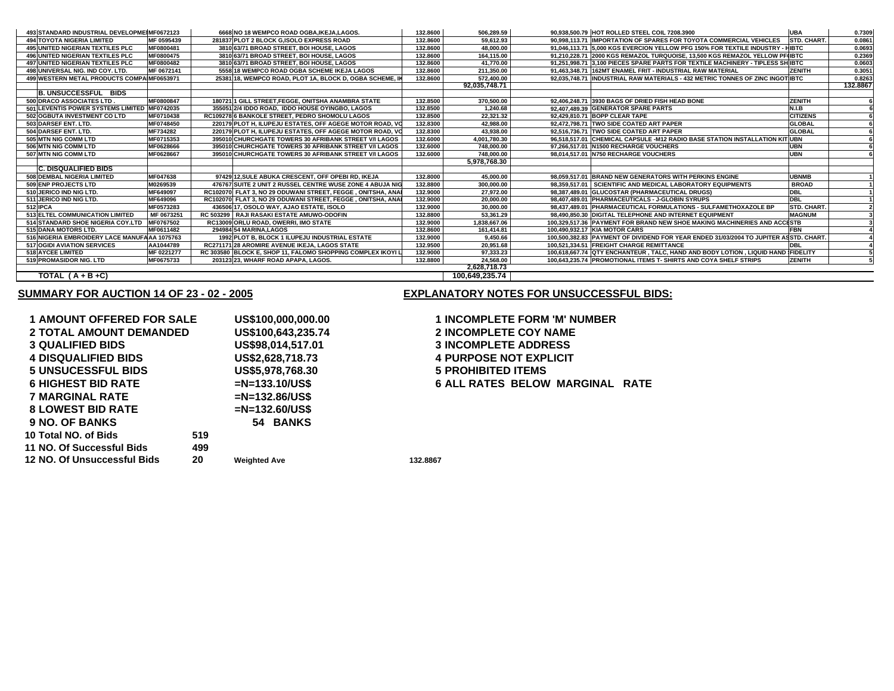| | | | | | | | | | |
|---|---|---|---|---|---|---|---|---|---|
| 493 | STANDARD INDUSTRIAL DEVELOPMEI | MF0672123 | 6668 NO 18 WEMPCO ROAD OGBA,IKEJA,LAGOS. | 132.8600 | 506,289.59 | 90,938,500.79 | HOT ROLLED STEEL COIL 7208.3900 | UBA | 0.7309 |
| 494 | TOYOTA NIGERIA LIMITED | MF 0595439 | 281837 PLOT 2 BLOCK G,ISOLO EXPRESS ROAD | 132.8600 | 59,612.93 | 90,998,113.71 | IMPORTATION OF SPARES FOR TOYOTA COMMERCIAL VEHICLES | STD. CHART. | 0.0861 |
| 495 | UNITED NIGERIAN TEXTILES PLC | MF0800481 | 3810 63/71 BROAD STREET, BOI HOUSE, LAGOS | 132.8600 | 48,000.00 | 91,046,113.71 | 5,000 KGS EVERCION YELLOW PFG 150% FOR TEXTILE INDUSTRY - H | IBTC | 0.0693 |
| 496 | UNITED NIGERIAN TEXTILES PLC | MF0800475 | 3810 63/71 BROAD STREET, BOI HOUSE, LAGOS | 132.8600 | 164,115.00 | 91,210,228.71 | 2000 KGS REMAZOL TURQUOISE, 13,500 KGS REMAZOL YELLOW PF | IBTC | 0.2369 |
| 497 | UNITED NIGERIAN TEXTILES PLC | MF0800482 | 3810 63/71 BROAD STREET, BOI HOUSE, LAGOS | 132.8600 | 41,770.00 | 91,251,998.71 | 3,100 PIECES SPARE PARTS FOR TEXTILE MACHINERY - TIPLESS SH | IBTC | 0.0603 |
| 498 | UNIVERSAL NIG. IND COY. LTD. | MF 0672141 | 5558 18 WEMPCO ROAD OGBA SCHEME IKEJA LAGOS | 132.8600 | 211,350.00 | 91,463,348.71 | 162MT ENAMEL FRIT - INDUSTRIAL RAW MATERIAL | ZENITH | 0.3051 |
| 499 | WESTERN METAL PRODUCTS COMPA | MF0653971 | 25381 18, WEMPCO ROAD, PLOT 1A, BLOCK D, OGBA SCHEME, IK | 132.8600 | 572,400.00 | 92,035,748.71 | INDUSTRIAL RAW MATERIALS - 432 METRIC TONNES OF ZINC INGOT | IBTC | 0.8263 |
| | | | | | 92,035,748.71 | | | | 132.8867 |
| | B. UNSUCCESSFUL BIDS | | | | | | | | |
| 500 | DRACO ASSOCIATES LTD . | MF0800847 | 180721 1 GILL STREET,FEGGE, ONITSHA ANAMBRA STATE | 132.8500 | 370,500.00 | 92,406,248.71 | 3930 BAGS OF DRIED FISH HEAD BONE | ZENITH | 6 |
| 501 | LEVENTIS POWER SYSTEMS LIMITED | MF0742035 | 355051 2/4 IDDO ROAD, IDDO HOUSE OYINGBO, LAGOS | 132.8500 | 1,240.68 | 92,407,489.39 | GENERATOR SPARE PARTS | N.I.B | 6 |
| 502 | OGBUTA INVESTMENT CO LTD | MF0710438 | RC109278 6 BANKOLE STREET, PEDRO SHOMOLU LAGOS | 132.8500 | 22,321.32 | 92,429,810.71 | BOPP CLEAR TAPE | CITIZENS | 6 |
| 503 | DARSEF ENT. LTD. | MF0748450 | 220179 PLOT H, ILUPEJU ESTATES, OFF AGEGE MOTOR ROAD, VO | 132.8300 | 42,988.00 | 92,472,798.71 | TWO SIDE COATED ART PAPER | GLOBAL | 6 |
| 504 | DARSEF ENT. LTD. | MF734282 | 220179 PLOT H, ILUPEJU ESTATES, OFF AGEGE MOTOR ROAD, VO | 132.8300 | 43,938.00 | 92,516,736.71 | TWO SIDE COATED ART PAPER | GLOBAL | 6 |
| 505 | MTN NIG COMM LTD | MF0715353 | 395010 CHURCHGATE TOWERS 30 AFRIBANK STREET V/I LAGOS | 132.6000 | 4,001,780.30 | 96,518,517.01 | CHEMICAL CAPSULE -M12 RADIO BASE STATION INSTALLATION KIT | UBN | 6 |
| 506 | MTN NIG COMM LTD | MF0628666 | 395010 CHURCHGATE TOWERS 30 AFRIBANK STREET V/I LAGOS | 132.6000 | 748,000.00 | 97,266,517.01 | N1500 RECHARGE VOUCHERS | UBN | 6 |
| 507 | MTN NIG COMM LTD | MF0628667 | 395010 CHURCHGATE TOWERS 30 AFRIBANK STREET V/I LAGOS | 132.6000 | 748,000.00 | 98,014,517.01 | N750 RECHARGE VOUCHERS | UBN | 6 |
| | | | | | 5,978,768.30 | | | | |
| | C. DISQUALIFIED BIDS | | | | | | | | |
| 508 | DEMBAL NIGERIA LIMITED | MF047638 | 97429 12,SULE ABUKA CRESCENT, OFF OPEBI RD, IKEJA | 132.8000 | 45,000.00 | 98,059,517.01 | BRAND NEW GENERATORS WITH PERKINS ENGINE | UBNMB | 1 |
| 509 | ENP PROJECTS LTD | M0269539 | 476767 SUITE 2 UNIT 2 RUSSEL CENTRE WUSE ZONE 4 ABUJA NIG | 132.8800 | 300,000.00 | 98,359,517.01 | SCIENTIFIC AND MEDICAL LABORATORY EQUIPMENTS | BROAD | 1 |
| 510 | JERICO IND NIG LTD. | MF649097 | RC102070 FLAT 3, NO 29 ODUWANI STREET, FEGGE , ONITSHA, ANA | 132.9000 | 27,972.00 | 98,387,489.01 | GLUCOSTAR (PHARMACEUTICAL DRUGS) | DBL | 1 |
| 511 | JERICO IND NIG LTD. | MF649096 | RC102070 FLAT 3, NO 29 ODUWANI STREET, FEGGE , ONITSHA, ANA | 132.9000 | 20,000.00 | 98,407,489.01 | PHARMACEUTICALS - J-GLOBIN SYRUPS | DBL | 1 |
| 512 | IPCA | MF0573283 | 436506 17, OSOLO WAY, AJAO ESTATE, ISOLO | 132.9000 | 30,000.00 | 98,437,489.01 | PHARMACEUTICAL FORMULATIONS - SULFAMETHOXAZOLE BP | STD. CHART. | 2 |
| 513 | ELTEL COMMUNICATION LIMITED | MF 0673251 | RC 503299 RAJI RASAKI ESTATE AMUWO-ODOFIN | 132.8800 | 53,361.29 | 98,490,850.30 | DIGITAL TELEPHONE AND INTERNET EQUIPMENT | MAGNUM | 3 |
| 514 | STANDARD SHOE NIGERIA COY.LTD | MF0767502 | RC13009 ORLU ROAD, OWERRI, IMO STATE | 132.9000 | 1,838,667.06 | 100,329,517.36 | PAYMENT FOR BRAND NEW SHOE MAKING MACHINERIES AND ACCE | STB | 3 |
| 515 | DANA MOTORS LTD. | MF0611482 | 294984 54 MARINA,LAGOS | 132.8600 | 161,414.81 | 100,490,932.17 | KIA MOTOR CARS | FBN | 4 |
| 516 | NIGERIA EMBROIDERY LACE MANUFA | AA 1075763 | 1992 PLOT B, BLOCK 1 ILUPEJU INDUSTRIAL ESTATE | 132.9000 | 9,450.66 | 100,500,382.83 | PAYMENT OF DIVIDEND FOR YEAR ENDED 31/03/2004 TO JUPITER AS | STD. CHART. | 4 |
| 517 | OGIDI AVIATION SERVICES | AA1044789 | RC271171 28 AROMIRE AVENUE IKEJA, LAGOS STATE | 132.9500 | 20,951.68 | 100,521,334.51 | FREIGHT CHARGE REMITTANCE | DBL | 4 |
| 518 | AYCEE LIMITED | MF 0221277 | RC 303580 BLOCK E, SHOP 11, FALOMO SHOPPING COMPLEX IKOYI L | 132.9000 | 97,333.23 | 100,618,667.74 | QTY ENCHANTEUR , TALC, HAND AND BODY LOTION , LIQUID HAND | FIDELITY | 5 |
| 519 | PROMASIDOR NIG. LTD | MF0675733 | 203123 23, WHARF ROAD APAPA, LAGOS. | 132.8800 | 24,568.00 | 100,643,235.74 | PROMOTIONAL ITEMS T- SHIRTS AND COYA SHELF STRIPS | ZENITH | 5 |
| | | | | | 2,628,718.73 | | | | |
| | TOTAL ( A + B +C) | | | | 100,649,235.74 | | | | |

## SUMMARY FOR AUCTION 14 OF 23 - 02 - 2005

| | | |
|---|---|---|
| 1 AMOUNT OFFERED FOR SALE | | US$100,000,000.00 |
| 2 TOTAL AMOUNT DEMANDED | | US$100,643,235.74 |
| 3 QUALIFIED BIDS | | US$98,014,517.01 |
| 4 DISQUALIFIED BIDS | | US$2,628,718.73 |
| 5 UNSUCESSFUL BIDS | | US$5,978,768.30 |
| 6 HIGHEST BID RATE | | =N=133.10/US$ |
| 7 MARGINAL RATE | | =N=132.86/US$ |
| 8 LOWEST BID RATE | | =N=132.60/US$ |
| 9 NO. OF BANKS | | 54 BANKS |
| 10 Total NO. of Bids | 519 | |
| 11 NO. Of Successful Bids | 499 | |
| 12 NO. Of Unsuccessful Bids | 20 | Weighted Ave 132.8867 |

## EXPLANATORY NOTES FOR UNSUCCESSFUL BIDS:

1 INCOMPLETE FORM 'M' NUMBER
2 INCOMPLETE COY NAME
3 INCOMPLETE ADDRESS
4 PURPOSE NOT EXPLICIT
5 PROHIBITED ITEMS
6 ALL RATES BELOW MARGINAL RATE